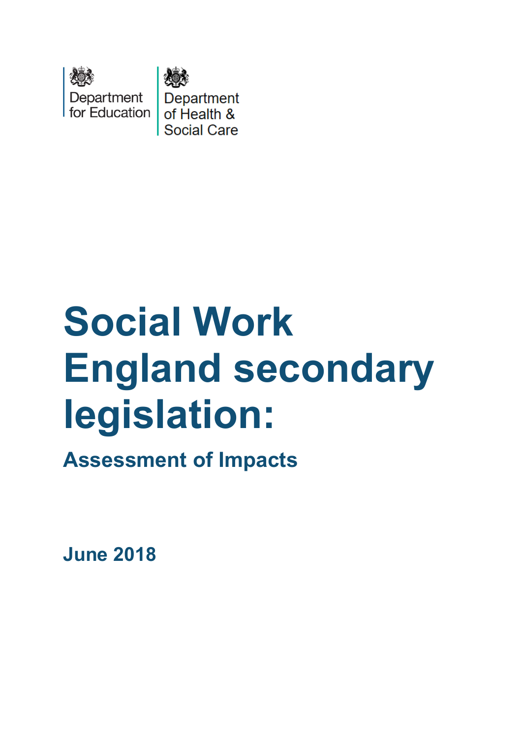Department for Education

Department of Health & Social Care

# Social Work England secondary legislation:

## Assessment of Impacts

**June 2018**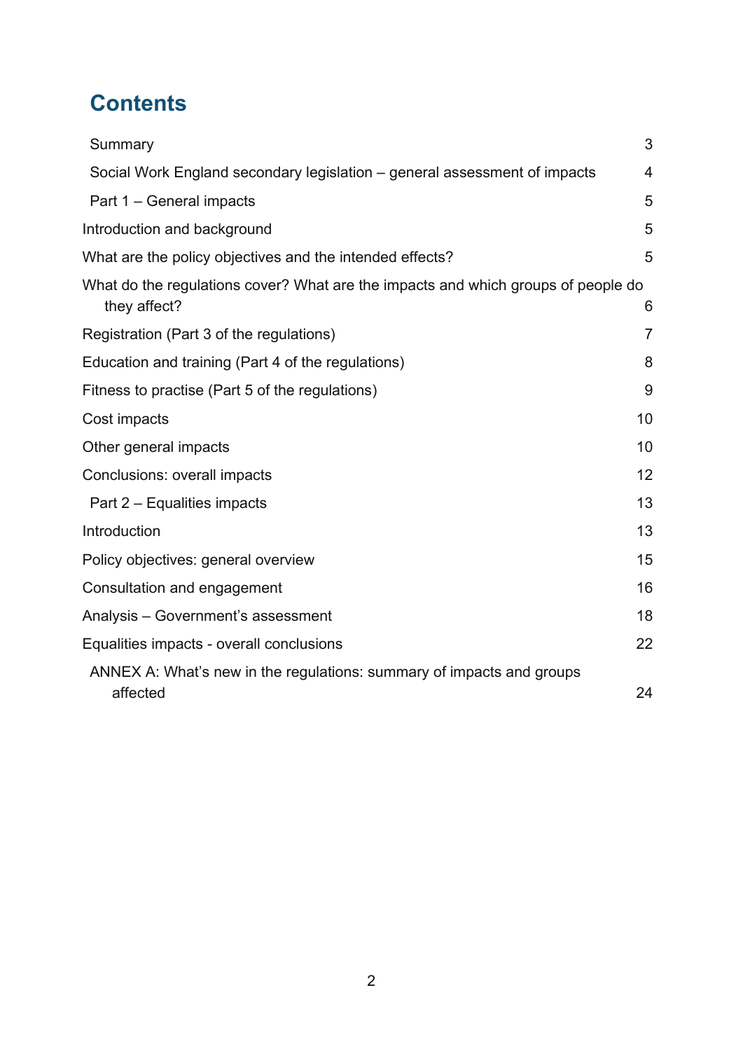## Contents

Summary 3

Social Work England secondary legislation – general assessment of impacts 4

Part 1 – General impacts 5

Introduction and background 5

What are the policy objectives and the intended effects? 5

What do the regulations cover? What are the impacts and which groups of people do they affect? 6

Registration (Part 3 of the regulations) 7

Education and training (Part 4 of the regulations) 8

Fitness to practise (Part 5 of the regulations) 9

Cost impacts 10

Other general impacts 10

Conclusions: overall impacts 12

Part 2 – Equalities impacts 13

Introduction 13

Policy objectives: general overview 15

Consultation and engagement 16

Analysis – Government's assessment 18

Equalities impacts - overall conclusions 22

ANNEX A: What's new in the regulations: summary of impacts and groups affected 24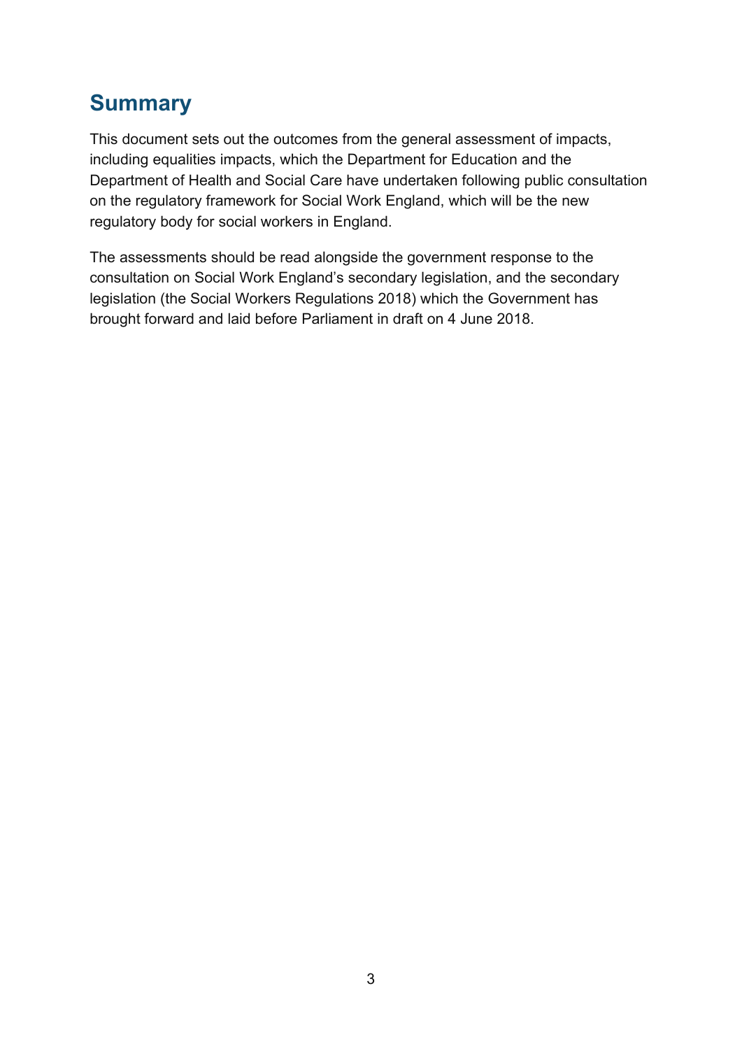# Summary

This document sets out the outcomes from the general assessment of impacts, including equalities impacts, which the Department for Education and the Department of Health and Social Care have undertaken following public consultation on the regulatory framework for Social Work England, which will be the new regulatory body for social workers in England.

The assessments should be read alongside the government response to the consultation on Social Work England's secondary legislation, and the secondary legislation (the Social Workers Regulations 2018) which the Government has brought forward and laid before Parliament in draft on 4 June 2018.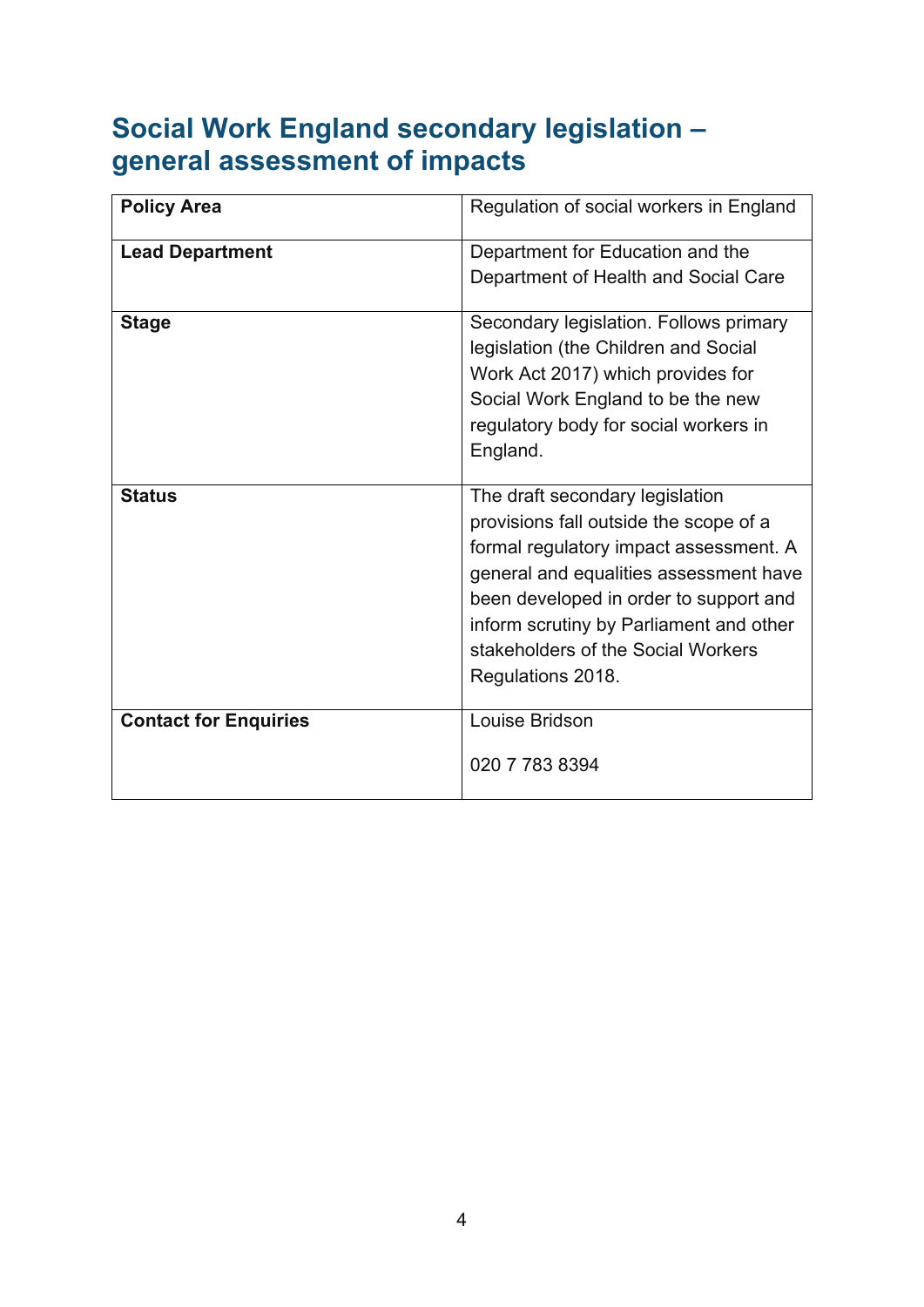# Social Work England secondary legislation – general assessment of impacts

| | |
|---|---|
| **Policy Area** | Regulation of social workers in England |
| **Lead Department** | Department for Education and the Department of Health and Social Care |
| **Stage** | Secondary legislation. Follows primary legislation (the Children and Social Work Act 2017) which provides for Social Work England to be the new regulatory body for social workers in England. |
| **Status** | The draft secondary legislation provisions fall outside the scope of a formal regulatory impact assessment. A general and equalities assessment have been developed in order to support and inform scrutiny by Parliament and other stakeholders of the Social Workers Regulations 2018. |
| **Contact for Enquiries** | Louise Bridson<br><br>020 7 783 8394 |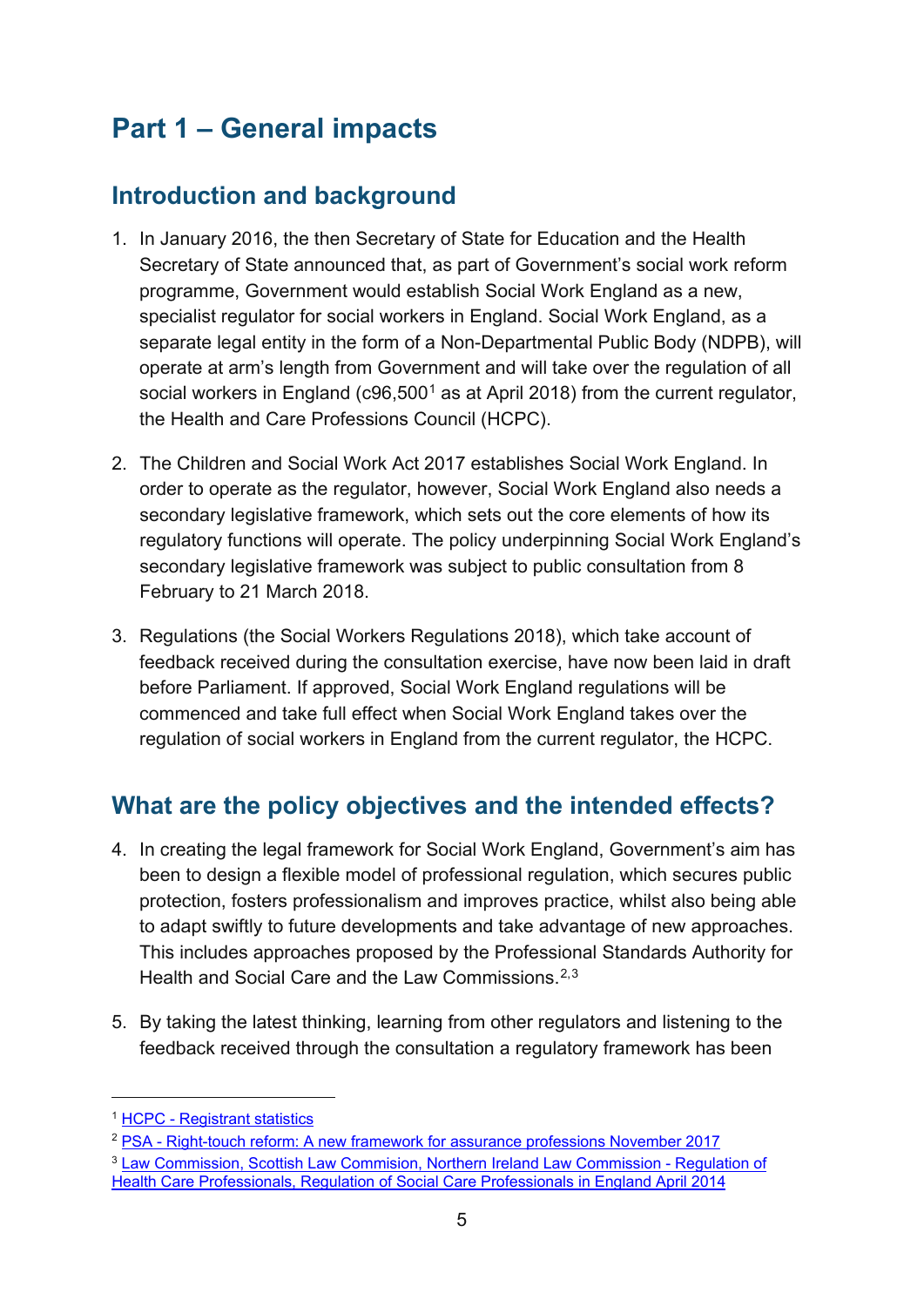# Part 1 – General impacts

## Introduction and background

1. In January 2016, the then Secretary of State for Education and the Health Secretary of State announced that, as part of Government's social work reform programme, Government would establish Social Work England as a new, specialist regulator for social workers in England. Social Work England, as a separate legal entity in the form of a Non-Departmental Public Body (NDPB), will operate at arm's length from Government and will take over the regulation of all social workers in England (c96,500[1] as at April 2018) from the current regulator, the Health and Care Professions Council (HCPC).

2. The Children and Social Work Act 2017 establishes Social Work England. In order to operate as the regulator, however, Social Work England also needs a secondary legislative framework, which sets out the core elements of how its regulatory functions will operate. The policy underpinning Social Work England's secondary legislative framework was subject to public consultation from 8 February to 21 March 2018.

3. Regulations (the Social Workers Regulations 2018), which take account of feedback received during the consultation exercise, have now been laid in draft before Parliament. If approved, Social Work England regulations will be commenced and take full effect when Social Work England takes over the regulation of social workers in England from the current regulator, the HCPC.

## What are the policy objectives and the intended effects?

4. In creating the legal framework for Social Work England, Government's aim has been to design a flexible model of professional regulation, which secures public protection, fosters professionalism and improves practice, whilst also being able to adapt swiftly to future developments and take advantage of new approaches. This includes approaches proposed by the Professional Standards Authority for Health and Social Care and the Law Commissions.[2,3]

5. By taking the latest thinking, learning from other regulators and listening to the feedback received through the consultation a regulatory framework has been

---

[1] HCPC - Registrant statistics

[2] PSA - Right-touch reform: A new framework for assurance professions November 2017

[3] Law Commission, Scottish Law Commision, Northern Ireland Law Commission - Regulation of Health Care Professionals, Regulation of Social Care Professionals in England April 2014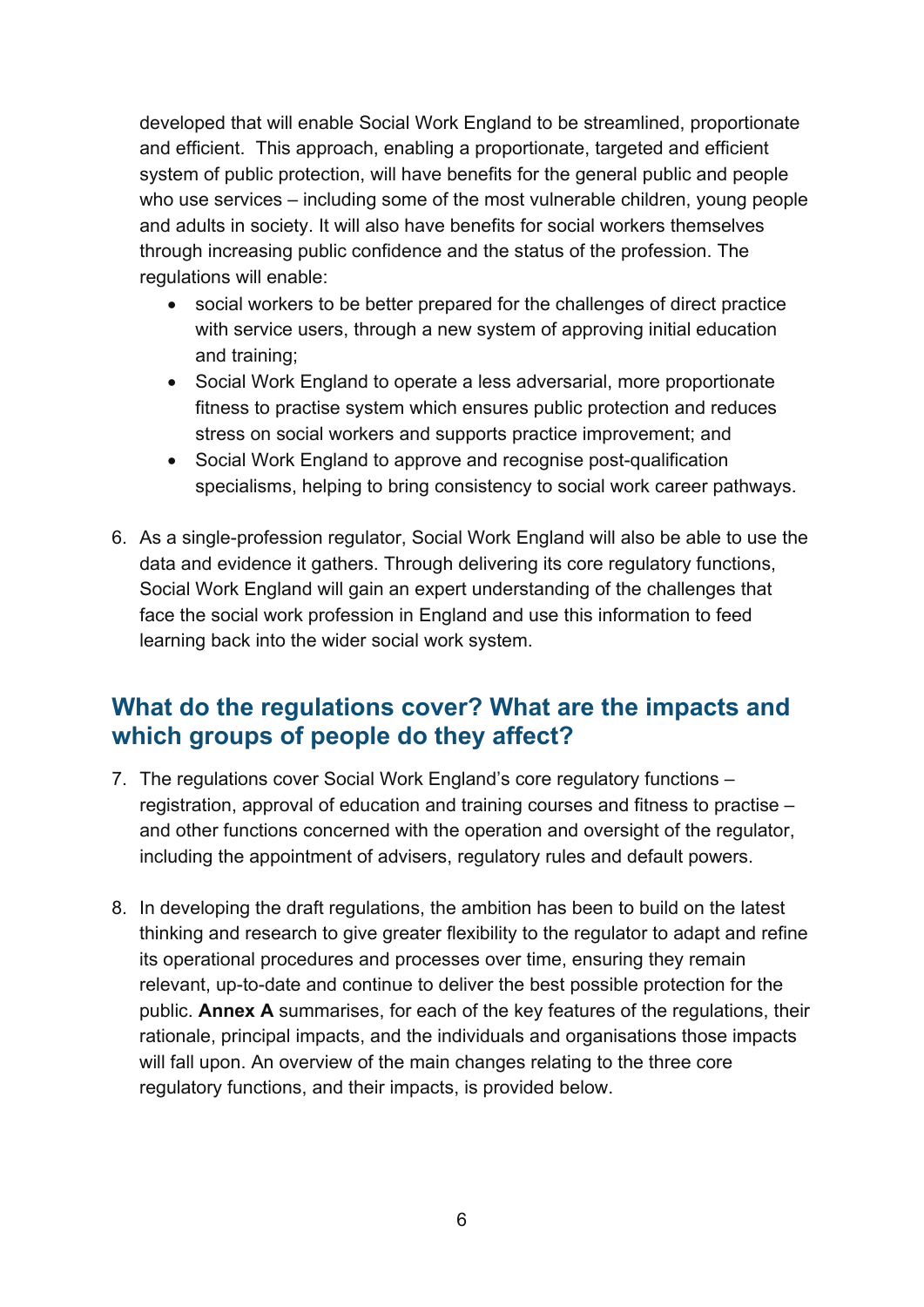developed that will enable Social Work England to be streamlined, proportionate and efficient. This approach, enabling a proportionate, targeted and efficient system of public protection, will have benefits for the general public and people who use services – including some of the most vulnerable children, young people and adults in society. It will also have benefits for social workers themselves through increasing public confidence and the status of the profession. The regulations will enable:

- social workers to be better prepared for the challenges of direct practice with service users, through a new system of approving initial education and training;
- Social Work England to operate a less adversarial, more proportionate fitness to practise system which ensures public protection and reduces stress on social workers and supports practice improvement; and
- Social Work England to approve and recognise post-qualification specialisms, helping to bring consistency to social work career pathways.

6. As a single-profession regulator, Social Work England will also be able to use the data and evidence it gathers. Through delivering its core regulatory functions, Social Work England will gain an expert understanding of the challenges that face the social work profession in England and use this information to feed learning back into the wider social work system.

## What do the regulations cover? What are the impacts and which groups of people do they affect?

7. The regulations cover Social Work England's core regulatory functions – registration, approval of education and training courses and fitness to practise – and other functions concerned with the operation and oversight of the regulator, including the appointment of advisers, regulatory rules and default powers.

8. In developing the draft regulations, the ambition has been to build on the latest thinking and research to give greater flexibility to the regulator to adapt and refine its operational procedures and processes over time, ensuring they remain relevant, up-to-date and continue to deliver the best possible protection for the public. **Annex A** summarises, for each of the key features of the regulations, their rationale, principal impacts, and the individuals and organisations those impacts will fall upon. An overview of the main changes relating to the three core regulatory functions, and their impacts, is provided below.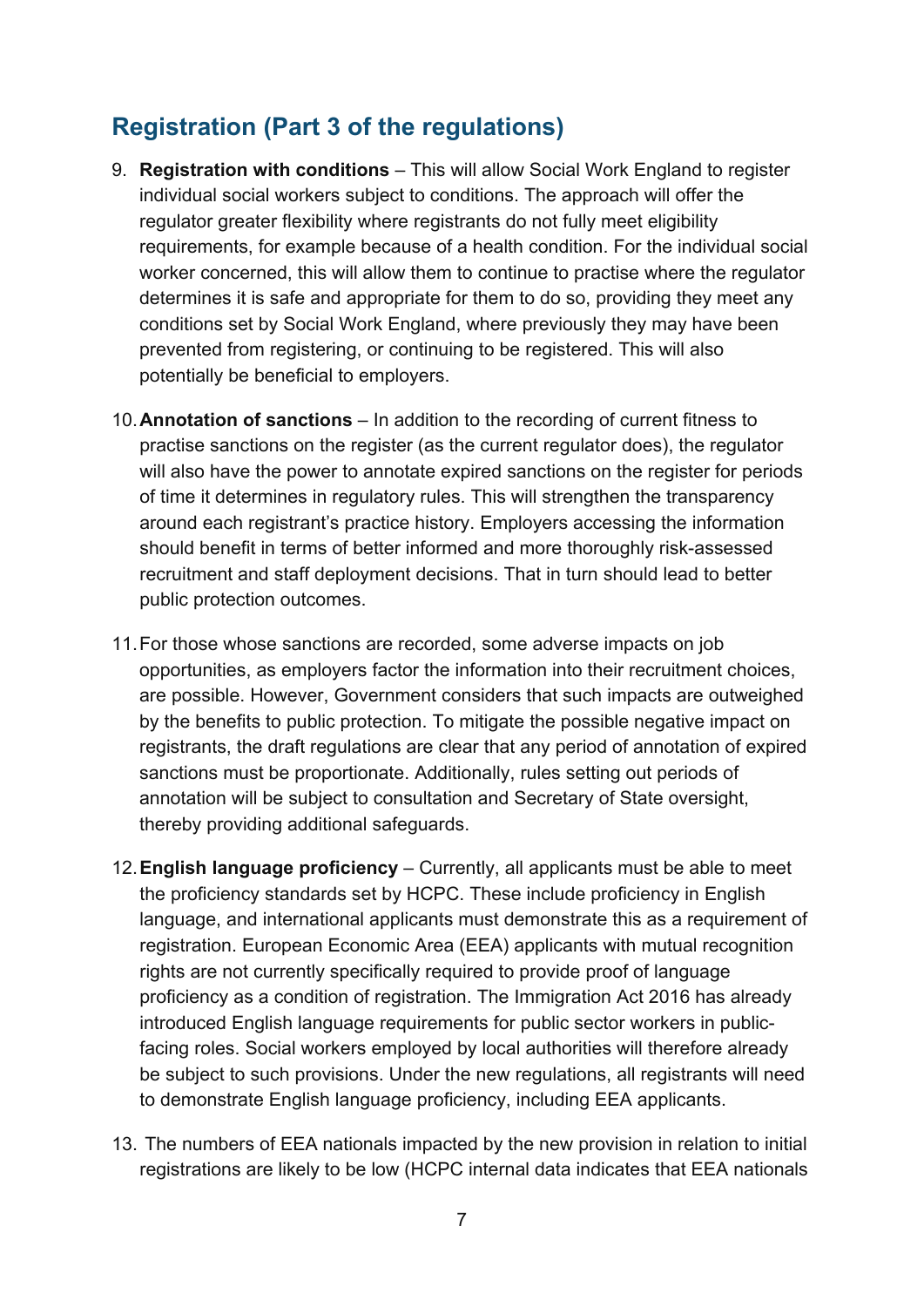## Registration (Part 3 of the regulations)

9. **Registration with conditions** – This will allow Social Work England to register individual social workers subject to conditions. The approach will offer the regulator greater flexibility where registrants do not fully meet eligibility requirements, for example because of a health condition. For the individual social worker concerned, this will allow them to continue to practise where the regulator determines it is safe and appropriate for them to do so, providing they meet any conditions set by Social Work England, where previously they may have been prevented from registering, or continuing to be registered. This will also potentially be beneficial to employers.

10. **Annotation of sanctions** – In addition to the recording of current fitness to practise sanctions on the register (as the current regulator does), the regulator will also have the power to annotate expired sanctions on the register for periods of time it determines in regulatory rules. This will strengthen the transparency around each registrant's practice history. Employers accessing the information should benefit in terms of better informed and more thoroughly risk-assessed recruitment and staff deployment decisions. That in turn should lead to better public protection outcomes.

11. For those whose sanctions are recorded, some adverse impacts on job opportunities, as employers factor the information into their recruitment choices, are possible. However, Government considers that such impacts are outweighed by the benefits to public protection. To mitigate the possible negative impact on registrants, the draft regulations are clear that any period of annotation of expired sanctions must be proportionate. Additionally, rules setting out periods of annotation will be subject to consultation and Secretary of State oversight, thereby providing additional safeguards.

12. **English language proficiency** – Currently, all applicants must be able to meet the proficiency standards set by HCPC. These include proficiency in English language, and international applicants must demonstrate this as a requirement of registration. European Economic Area (EEA) applicants with mutual recognition rights are not currently specifically required to provide proof of language proficiency as a condition of registration. The Immigration Act 2016 has already introduced English language requirements for public sector workers in public-facing roles. Social workers employed by local authorities will therefore already be subject to such provisions. Under the new regulations, all registrants will need to demonstrate English language proficiency, including EEA applicants.

13. The numbers of EEA nationals impacted by the new provision in relation to initial registrations are likely to be low (HCPC internal data indicates that EEA nationals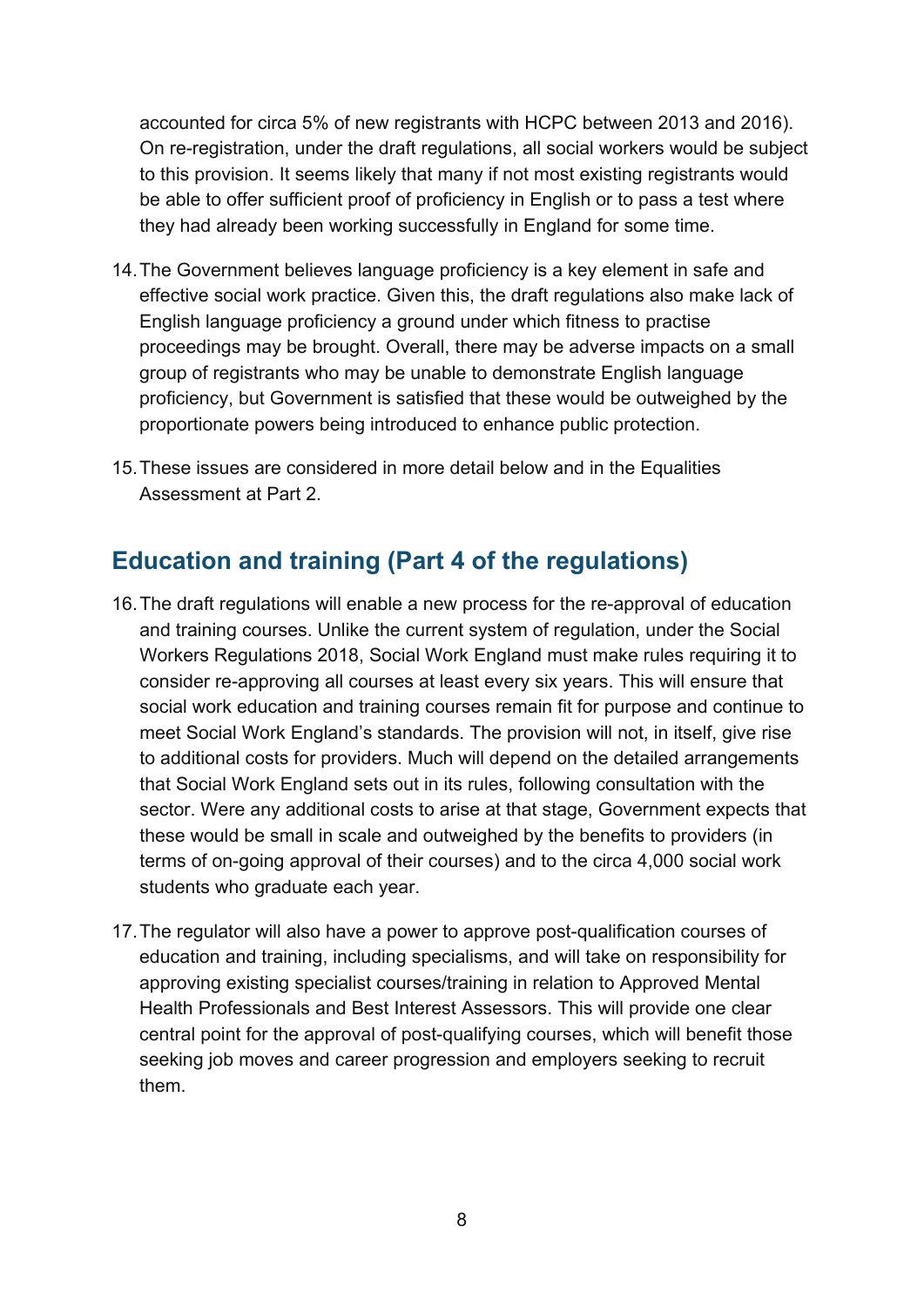accounted for circa 5% of new registrants with HCPC between 2013 and 2016). On re-registration, under the draft regulations, all social workers would be subject to this provision. It seems likely that many if not most existing registrants would be able to offer sufficient proof of proficiency in English or to pass a test where they had already been working successfully in England for some time.

14. The Government believes language proficiency is a key element in safe and effective social work practice. Given this, the draft regulations also make lack of English language proficiency a ground under which fitness to practise proceedings may be brought. Overall, there may be adverse impacts on a small group of registrants who may be unable to demonstrate English language proficiency, but Government is satisfied that these would be outweighed by the proportionate powers being introduced to enhance public protection.

15. These issues are considered in more detail below and in the Equalities Assessment at Part 2.

## Education and training (Part 4 of the regulations)

16. The draft regulations will enable a new process for the re-approval of education and training courses. Unlike the current system of regulation, under the Social Workers Regulations 2018, Social Work England must make rules requiring it to consider re-approving all courses at least every six years. This will ensure that social work education and training courses remain fit for purpose and continue to meet Social Work England's standards. The provision will not, in itself, give rise to additional costs for providers. Much will depend on the detailed arrangements that Social Work England sets out in its rules, following consultation with the sector. Were any additional costs to arise at that stage, Government expects that these would be small in scale and outweighed by the benefits to providers (in terms of on-going approval of their courses) and to the circa 4,000 social work students who graduate each year.

17. The regulator will also have a power to approve post-qualification courses of education and training, including specialisms, and will take on responsibility for approving existing specialist courses/training in relation to Approved Mental Health Professionals and Best Interest Assessors. This will provide one clear central point for the approval of post-qualifying courses, which will benefit those seeking job moves and career progression and employers seeking to recruit them.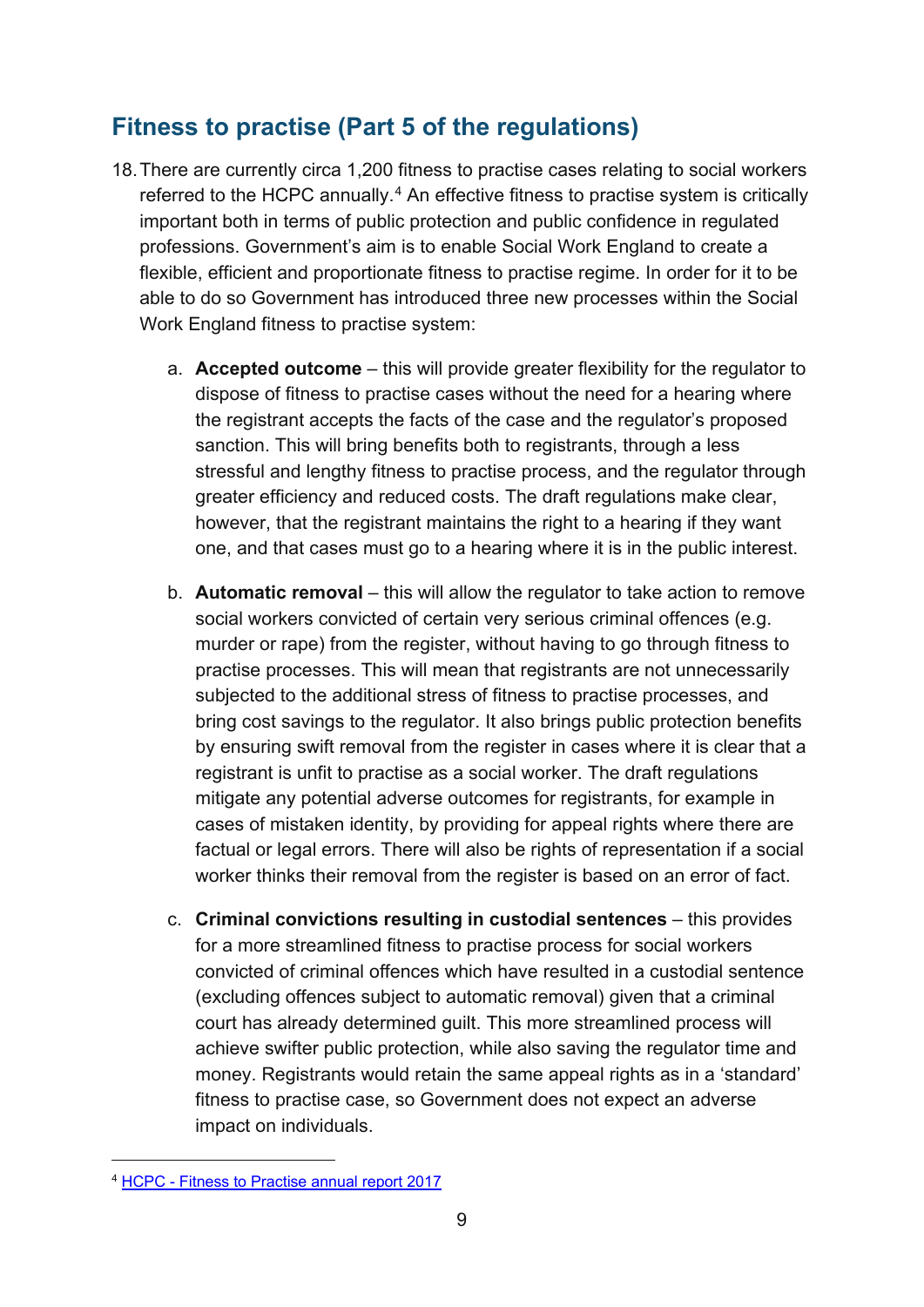## Fitness to practise (Part 5 of the regulations)

18. There are currently circa 1,200 fitness to practise cases relating to social workers referred to the HCPC annually.[4] An effective fitness to practise system is critically important both in terms of public protection and public confidence in regulated professions. Government's aim is to enable Social Work England to create a flexible, efficient and proportionate fitness to practise regime. In order for it to be able to do so Government has introduced three new processes within the Social Work England fitness to practise system:

    a. **Accepted outcome** – this will provide greater flexibility for the regulator to dispose of fitness to practise cases without the need for a hearing where the registrant accepts the facts of the case and the regulator's proposed sanction. This will bring benefits both to registrants, through a less stressful and lengthy fitness to practise process, and the regulator through greater efficiency and reduced costs. The draft regulations make clear, however, that the registrant maintains the right to a hearing if they want one, and that cases must go to a hearing where it is in the public interest.

    b. **Automatic removal** – this will allow the regulator to take action to remove social workers convicted of certain very serious criminal offences (e.g. murder or rape) from the register, without having to go through fitness to practise processes. This will mean that registrants are not unnecessarily subjected to the additional stress of fitness to practise processes, and bring cost savings to the regulator. It also brings public protection benefits by ensuring swift removal from the register in cases where it is clear that a registrant is unfit to practise as a social worker. The draft regulations mitigate any potential adverse outcomes for registrants, for example in cases of mistaken identity, by providing for appeal rights where there are factual or legal errors. There will also be rights of representation if a social worker thinks their removal from the register is based on an error of fact.

    c. **Criminal convictions resulting in custodial sentences** – this provides for a more streamlined fitness to practise process for social workers convicted of criminal offences which have resulted in a custodial sentence (excluding offences subject to automatic removal) given that a criminal court has already determined guilt. This more streamlined process will achieve swifter public protection, while also saving the regulator time and money. Registrants would retain the same appeal rights as in a 'standard' fitness to practise case, so Government does not expect an adverse impact on individuals.

[4] HCPC - Fitness to Practise annual report 2017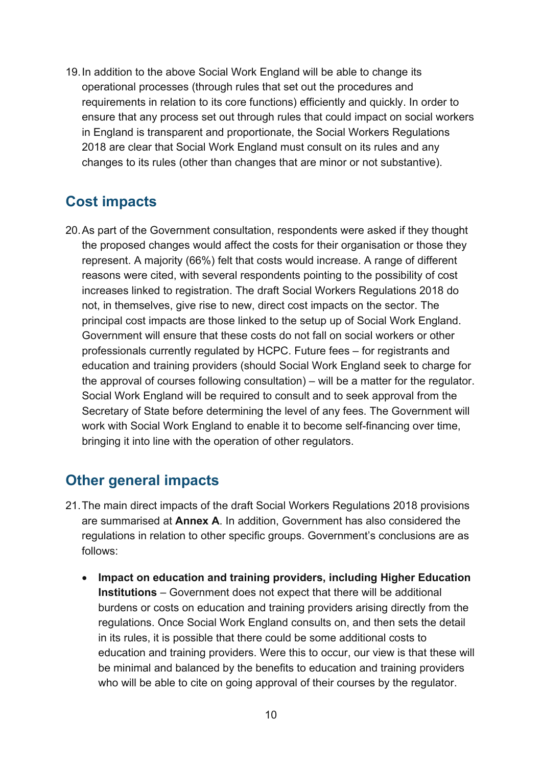19. In addition to the above Social Work England will be able to change its operational processes (through rules that set out the procedures and requirements in relation to its core functions) efficiently and quickly. In order to ensure that any process set out through rules that could impact on social workers in England is transparent and proportionate, the Social Workers Regulations 2018 are clear that Social Work England must consult on its rules and any changes to its rules (other than changes that are minor or not substantive).

## Cost impacts

20. As part of the Government consultation, respondents were asked if they thought the proposed changes would affect the costs for their organisation or those they represent. A majority (66%) felt that costs would increase. A range of different reasons were cited, with several respondents pointing to the possibility of cost increases linked to registration. The draft Social Workers Regulations 2018 do not, in themselves, give rise to new, direct cost impacts on the sector. The principal cost impacts are those linked to the setup up of Social Work England. Government will ensure that these costs do not fall on social workers or other professionals currently regulated by HCPC. Future fees – for registrants and education and training providers (should Social Work England seek to charge for the approval of courses following consultation) – will be a matter for the regulator. Social Work England will be required to consult and to seek approval from the Secretary of State before determining the level of any fees. The Government will work with Social Work England to enable it to become self-financing over time, bringing it into line with the operation of other regulators.

## Other general impacts

21. The main direct impacts of the draft Social Workers Regulations 2018 provisions are summarised at **Annex A**. In addition, Government has also considered the regulations in relation to other specific groups. Government's conclusions are as follows:

- **Impact on education and training providers, including Higher Education Institutions** – Government does not expect that there will be additional burdens or costs on education and training providers arising directly from the regulations. Once Social Work England consults on, and then sets the detail in its rules, it is possible that there could be some additional costs to education and training providers. Were this to occur, our view is that these will be minimal and balanced by the benefits to education and training providers who will be able to cite on going approval of their courses by the regulator.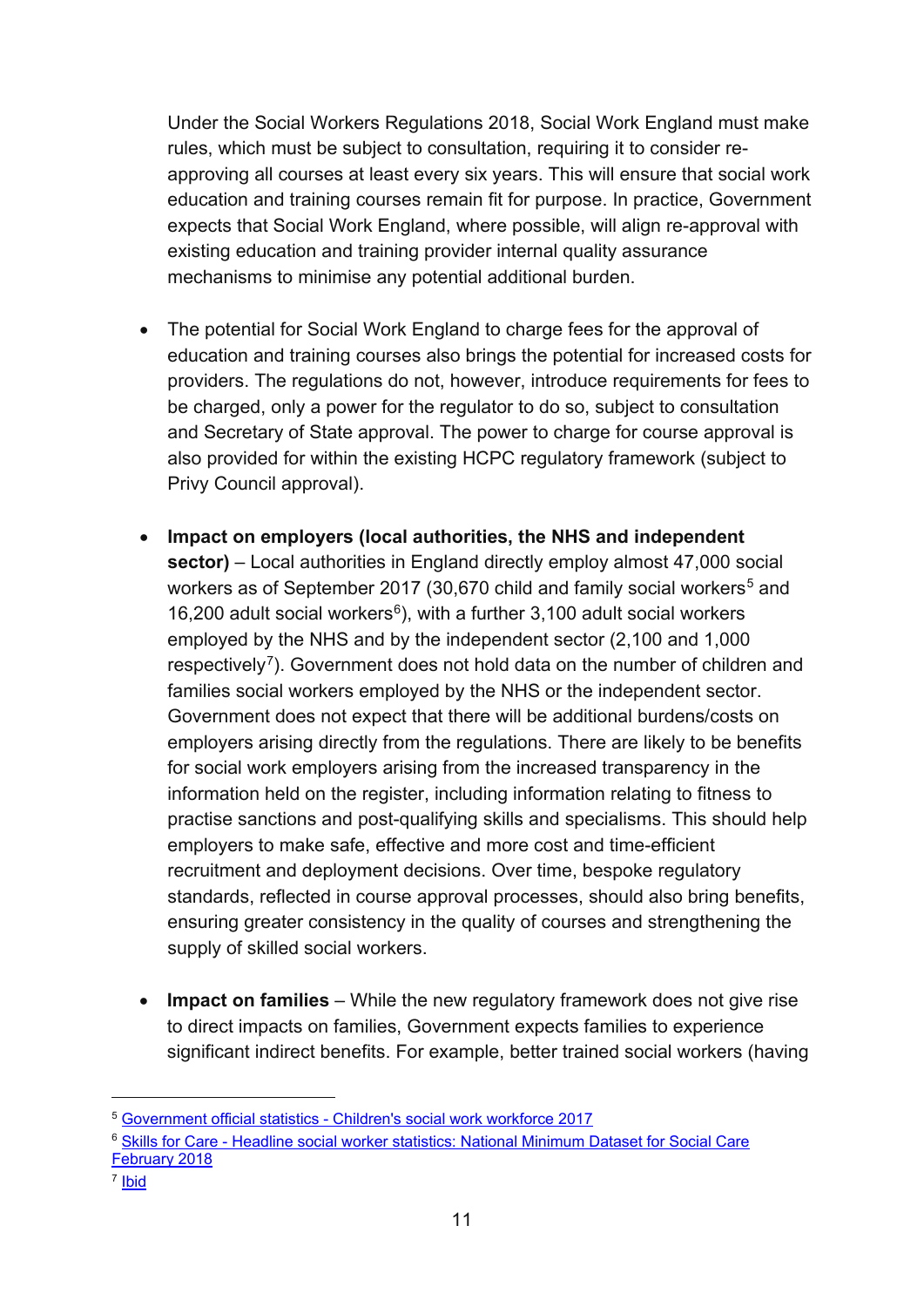Under the Social Workers Regulations 2018, Social Work England must make rules, which must be subject to consultation, requiring it to consider re-approving all courses at least every six years. This will ensure that social work education and training courses remain fit for purpose. In practice, Government expects that Social Work England, where possible, will align re-approval with existing education and training provider internal quality assurance mechanisms to minimise any potential additional burden.

- The potential for Social Work England to charge fees for the approval of education and training courses also brings the potential for increased costs for providers. The regulations do not, however, introduce requirements for fees to be charged, only a power for the regulator to do so, subject to consultation and Secretary of State approval. The power to charge for course approval is also provided for within the existing HCPC regulatory framework (subject to Privy Council approval).

- **Impact on employers (local authorities, the NHS and independent sector)** – Local authorities in England directly employ almost 47,000 social workers as of September 2017 (30,670 child and family social workers[5] and 16,200 adult social workers[6]), with a further 3,100 adult social workers employed by the NHS and by the independent sector (2,100 and 1,000 respectively[7]). Government does not hold data on the number of children and families social workers employed by the NHS or the independent sector. Government does not expect that there will be additional burdens/costs on employers arising directly from the regulations. There are likely to be benefits for social work employers arising from the increased transparency in the information held on the register, including information relating to fitness to practise sanctions and post-qualifying skills and specialisms. This should help employers to make safe, effective and more cost and time-efficient recruitment and deployment decisions. Over time, bespoke regulatory standards, reflected in course approval processes, should also bring benefits, ensuring greater consistency in the quality of courses and strengthening the supply of skilled social workers.

- **Impact on families** – While the new regulatory framework does not give rise to direct impacts on families, Government expects families to experience significant indirect benefits. For example, better trained social workers (having

---

[5] Government official statistics - Children's social work workforce 2017

[6] Skills for Care - Headline social worker statistics: National Minimum Dataset for Social Care February 2018

[7] Ibid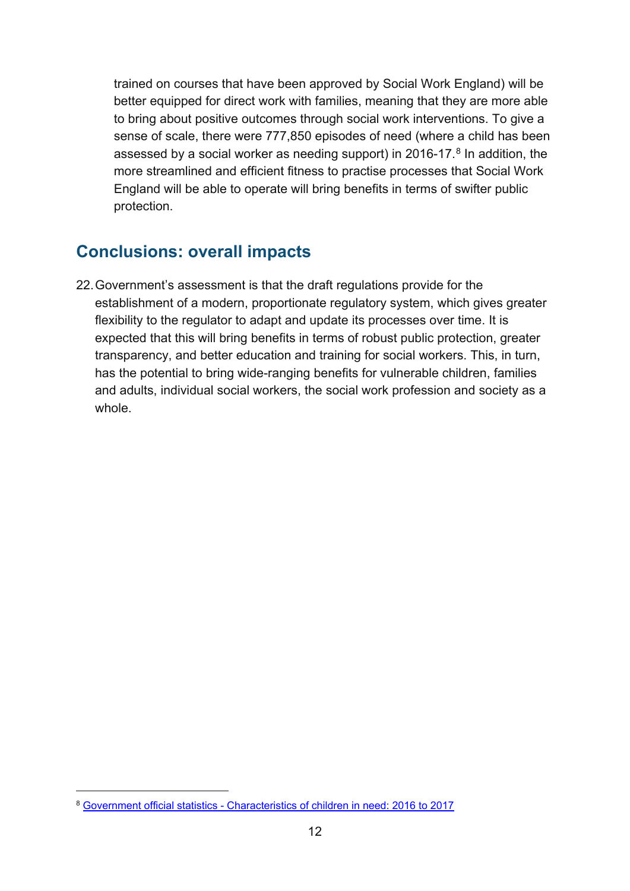trained on courses that have been approved by Social Work England) will be better equipped for direct work with families, meaning that they are more able to bring about positive outcomes through social work interventions. To give a sense of scale, there were 777,850 episodes of need (where a child has been assessed by a social worker as needing support) in 2016-17.[8] In addition, the more streamlined and efficient fitness to practise processes that Social Work England will be able to operate will bring benefits in terms of swifter public protection.

## Conclusions: overall impacts

22. Government's assessment is that the draft regulations provide for the establishment of a modern, proportionate regulatory system, which gives greater flexibility to the regulator to adapt and update its processes over time. It is expected that this will bring benefits in terms of robust public protection, greater transparency, and better education and training for social workers. This, in turn, has the potential to bring wide-ranging benefits for vulnerable children, families and adults, individual social workers, the social work profession and society as a whole.

---

[8] Government official statistics - Characteristics of children in need: 2016 to 2017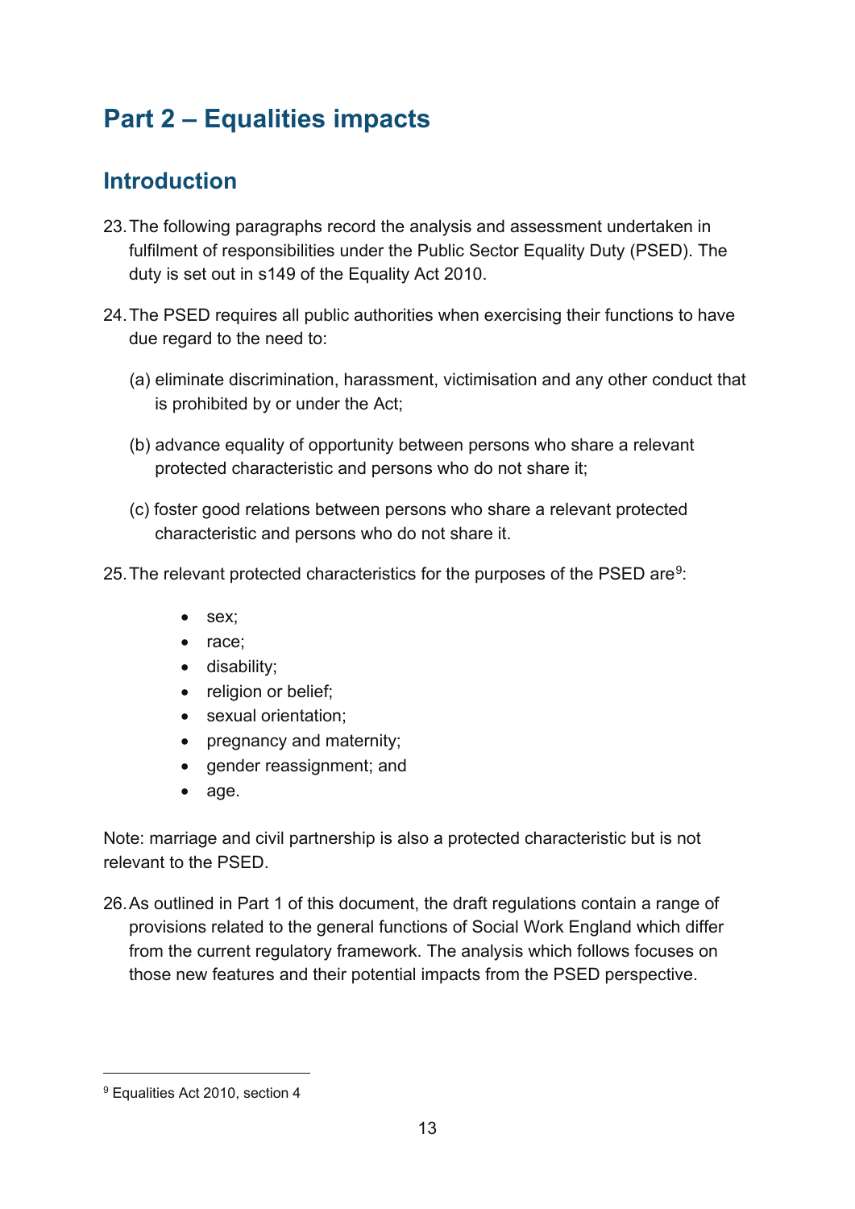# Part 2 – Equalities impacts

## Introduction

23. The following paragraphs record the analysis and assessment undertaken in fulfilment of responsibilities under the Public Sector Equality Duty (PSED). The duty is set out in s149 of the Equality Act 2010.

24. The PSED requires all public authorities when exercising their functions to have due regard to the need to:

    (a) eliminate discrimination, harassment, victimisation and any other conduct that is prohibited by or under the Act;

    (b) advance equality of opportunity between persons who share a relevant protected characteristic and persons who do not share it;

    (c) foster good relations between persons who share a relevant protected characteristic and persons who do not share it.

25. The relevant protected characteristics for the purposes of the PSED are[9]:

    - sex;
    - race;
    - disability;
    - religion or belief;
    - sexual orientation;
    - pregnancy and maternity;
    - gender reassignment; and
    - age.

Note: marriage and civil partnership is also a protected characteristic but is not relevant to the PSED.

26. As outlined in Part 1 of this document, the draft regulations contain a range of provisions related to the general functions of Social Work England which differ from the current regulatory framework. The analysis which follows focuses on those new features and their potential impacts from the PSED perspective.

---

[9] Equalities Act 2010, section 4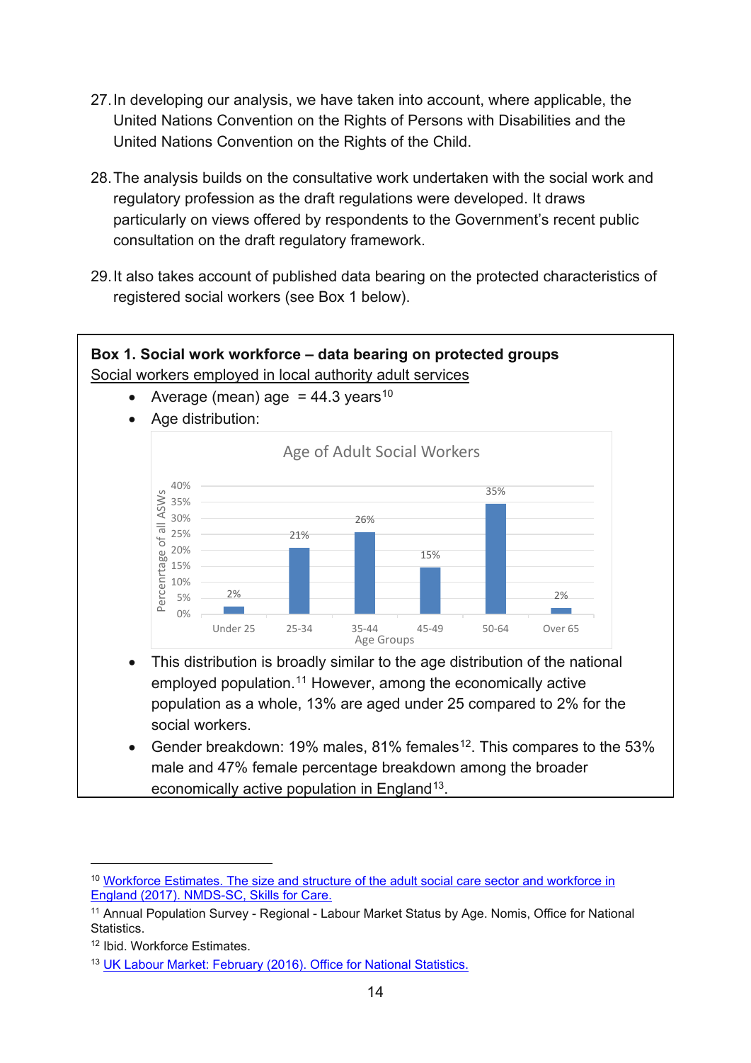27. In developing our analysis, we have taken into account, where applicable, the United Nations Convention on the Rights of Persons with Disabilities and the United Nations Convention on the Rights of the Child.

28. The analysis builds on the consultative work undertaken with the social work and regulatory profession as the draft regulations were developed. It draws particularly on views offered by respondents to the Government's recent public consultation on the draft regulatory framework.

29. It also takes account of published data bearing on the protected characteristics of registered social workers (see Box 1 below).

**Box 1. Social work workforce – data bearing on protected groups**

Social workers employed in local authority adult services

- Average (mean) age = 44.3 years[10]
- Age distribution:

Age of Adult Social Workers

| Age Groups | Percentage of all ASWs |
|---|---|
| Under 25 | 2% |
| 25-34 | 21% |
| 35-44 | 26% |
| 45-49 | 15% |
| 50-64 | 35% |
| Over 65 | 2% |

- This distribution is broadly similar to the age distribution of the national employed population.[11] However, among the economically active population as a whole, 13% are aged under 25 compared to 2% for the social workers.
- Gender breakdown: 19% males, 81% females[12]. This compares to the 53% male and 47% female percentage breakdown among the broader economically active population in England[13].

---

[10] Workforce Estimates. The size and structure of the adult social care sector and workforce in England (2017). NMDS-SC, Skills for Care.

[11] Annual Population Survey - Regional - Labour Market Status by Age. Nomis, Office for National Statistics.

[12] Ibid. Workforce Estimates.

[13] UK Labour Market: February (2016). Office for National Statistics.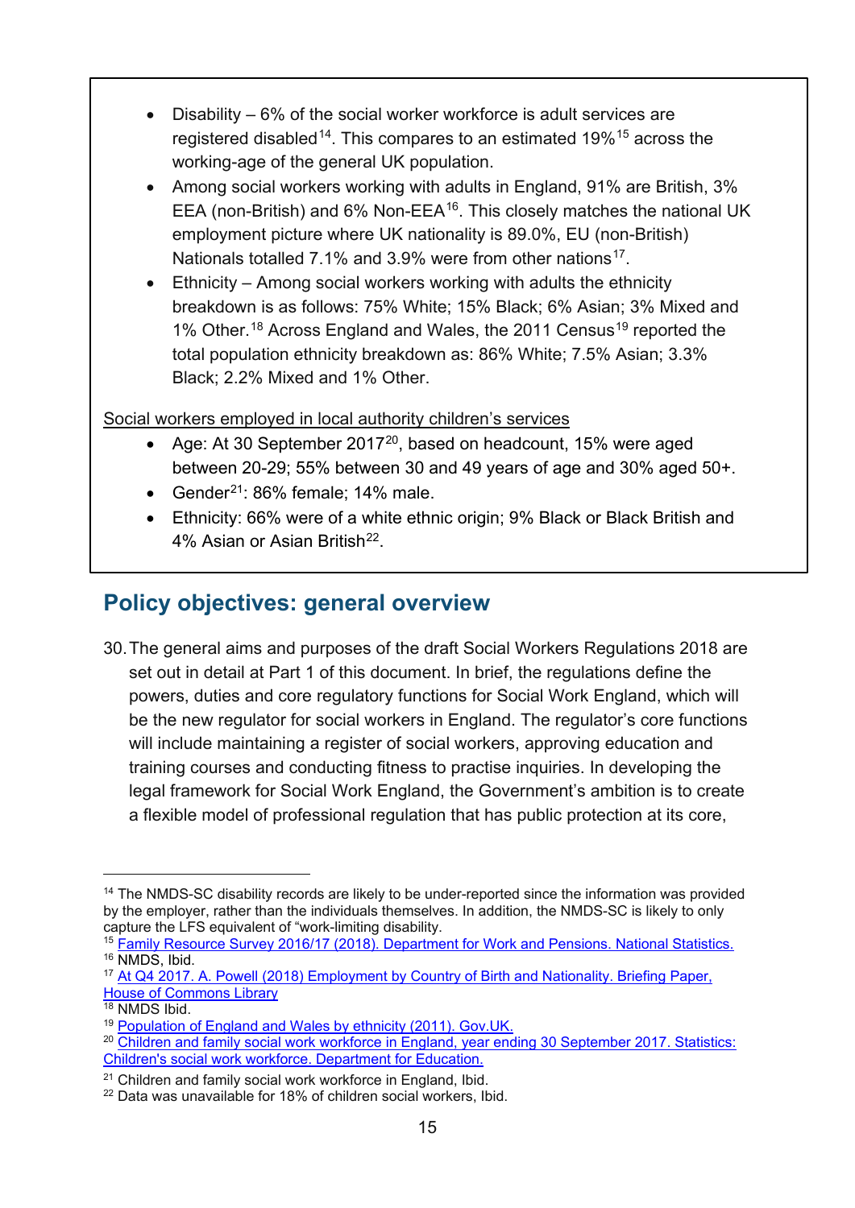- Disability – 6% of the social worker workforce is adult services are registered disabled[14]. This compares to an estimated 19%[15] across the working-age of the general UK population.
- Among social workers working with adults in England, 91% are British, 3% EEA (non-British) and 6% Non-EEA[16]. This closely matches the national UK employment picture where UK nationality is 89.0%, EU (non-British) Nationals totalled 7.1% and 3.9% were from other nations[17].
- Ethnicity – Among social workers working with adults the ethnicity breakdown is as follows: 75% White; 15% Black; 6% Asian; 3% Mixed and 1% Other.[18] Across England and Wales, the 2011 Census[19] reported the total population ethnicity breakdown as: 86% White; 7.5% Asian; 3.3% Black; 2.2% Mixed and 1% Other.

Social workers employed in local authority children's services

- Age: At 30 September 2017[20], based on headcount, 15% were aged between 20-29; 55% between 30 and 49 years of age and 30% aged 50+.
- Gender[21]: 86% female; 14% male.
- Ethnicity: 66% were of a white ethnic origin; 9% Black or Black British and 4% Asian or Asian British[22].

## Policy objectives: general overview

30. The general aims and purposes of the draft Social Workers Regulations 2018 are set out in detail at Part 1 of this document. In brief, the regulations define the powers, duties and core regulatory functions for Social Work England, which will be the new regulator for social workers in England. The regulator's core functions will include maintaining a register of social workers, approving education and training courses and conducting fitness to practise inquiries. In developing the legal framework for Social Work England, the Government's ambition is to create a flexible model of professional regulation that has public protection at its core,

---

[14] The NMDS-SC disability records are likely to be under-reported since the information was provided by the employer, rather than the individuals themselves. In addition, the NMDS-SC is likely to only capture the LFS equivalent of "work-limiting disability.

[15] Family Resource Survey 2016/17 (2018). Department for Work and Pensions. National Statistics.

[16] NMDS, Ibid.

[17] At Q4 2017. A. Powell (2018) Employment by Country of Birth and Nationality. Briefing Paper, House of Commons Library

[18] NMDS Ibid.

[19] Population of England and Wales by ethnicity (2011). Gov.UK.

[20] Children and family social work workforce in England, year ending 30 September 2017. Statistics: Children's social work workforce. Department for Education.

[21] Children and family social work workforce in England, Ibid.

[22] Data was unavailable for 18% of children social workers, Ibid.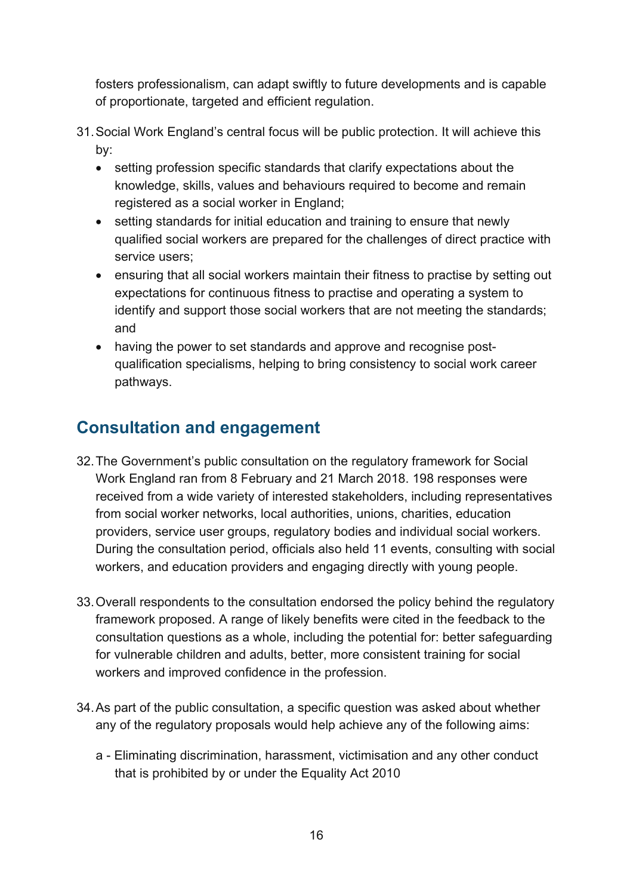fosters professionalism, can adapt swiftly to future developments and is capable of proportionate, targeted and efficient regulation.

31. Social Work England's central focus will be public protection. It will achieve this by:
    - setting profession specific standards that clarify expectations about the knowledge, skills, values and behaviours required to become and remain registered as a social worker in England;
    - setting standards for initial education and training to ensure that newly qualified social workers are prepared for the challenges of direct practice with service users;
    - ensuring that all social workers maintain their fitness to practise by setting out expectations for continuous fitness to practise and operating a system to identify and support those social workers that are not meeting the standards; and
    - having the power to set standards and approve and recognise post-qualification specialisms, helping to bring consistency to social work career pathways.

## Consultation and engagement

32. The Government's public consultation on the regulatory framework for Social Work England ran from 8 February and 21 March 2018. 198 responses were received from a wide variety of interested stakeholders, including representatives from social worker networks, local authorities, unions, charities, education providers, service user groups, regulatory bodies and individual social workers. During the consultation period, officials also held 11 events, consulting with social workers, and education providers and engaging directly with young people.

33. Overall respondents to the consultation endorsed the policy behind the regulatory framework proposed. A range of likely benefits were cited in the feedback to the consultation questions as a whole, including the potential for: better safeguarding for vulnerable children and adults, better, more consistent training for social workers and improved confidence in the profession.

34. As part of the public consultation, a specific question was asked about whether any of the regulatory proposals would help achieve any of the following aims:

    a - Eliminating discrimination, harassment, victimisation and any other conduct that is prohibited by or under the Equality Act 2010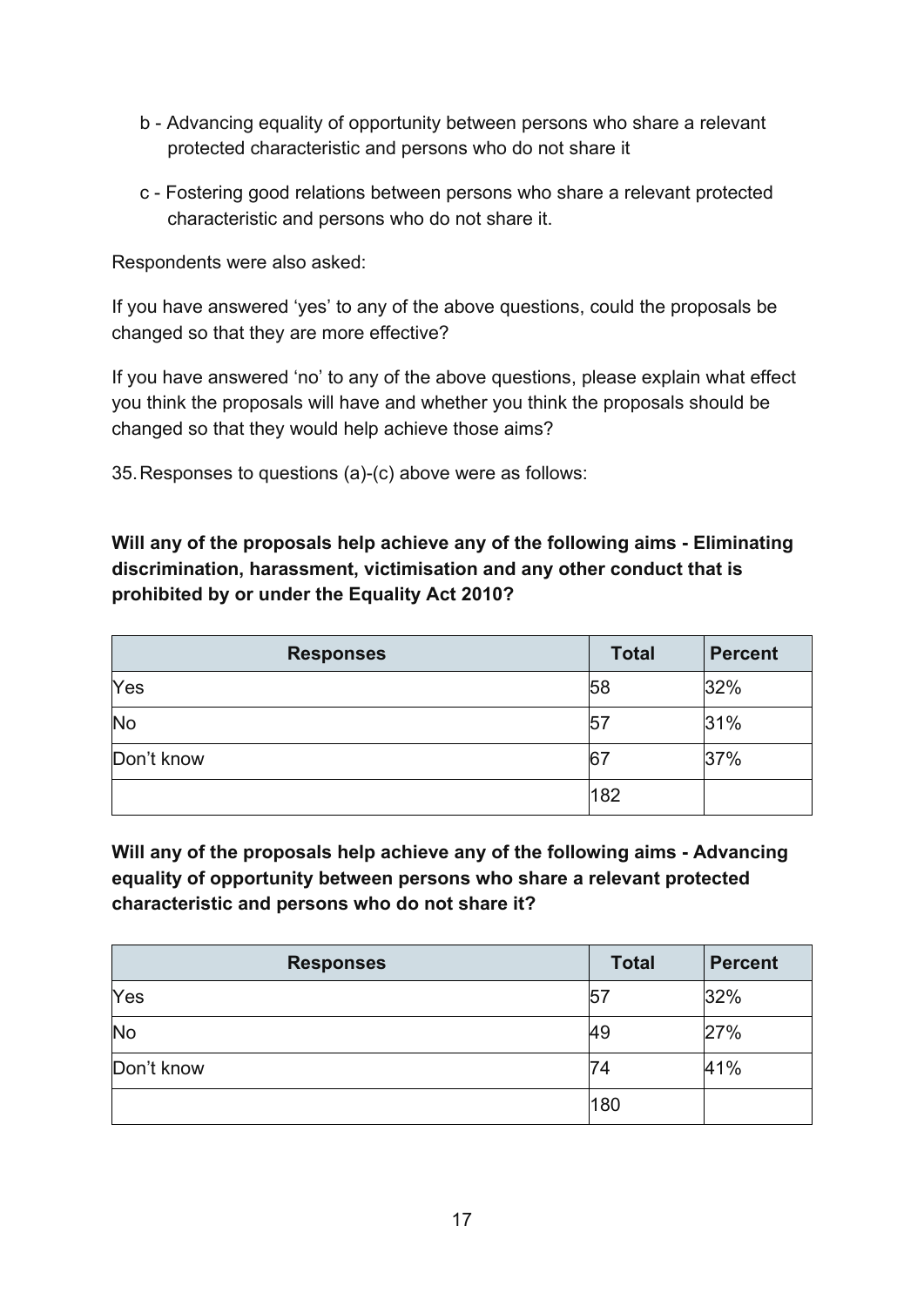- b - Advancing equality of opportunity between persons who share a relevant protected characteristic and persons who do not share it
- c - Fostering good relations between persons who share a relevant protected characteristic and persons who do not share it.

Respondents were also asked:

If you have answered 'yes' to any of the above questions, could the proposals be changed so that they are more effective?

If you have answered 'no' to any of the above questions, please explain what effect you think the proposals will have and whether you think the proposals should be changed so that they would help achieve those aims?

35. Responses to questions (a)-(c) above were as follows:

**Will any of the proposals help achieve any of the following aims - Eliminating discrimination, harassment, victimisation and any other conduct that is prohibited by or under the Equality Act 2010?**

| Responses | Total | Percent |
|---|---|---|
| Yes | 58 | 32% |
| No | 57 | 31% |
| Don't know | 67 | 37% |
| | 182 | |

**Will any of the proposals help achieve any of the following aims - Advancing equality of opportunity between persons who share a relevant protected characteristic and persons who do not share it?**

| Responses | Total | Percent |
|---|---|---|
| Yes | 57 | 32% |
| No | 49 | 27% |
| Don't know | 74 | 41% |
| | 180 | |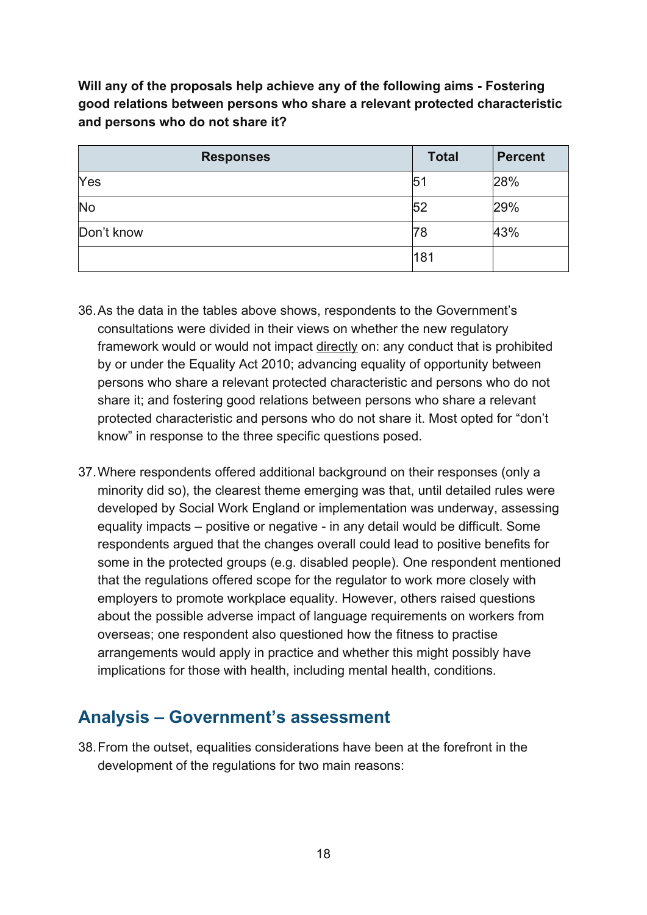**Will any of the proposals help achieve any of the following aims - Fostering good relations between persons who share a relevant protected characteristic and persons who do not share it?**

| Responses | Total | Percent |
|---|---|---|
| Yes | 51 | 28% |
| No | 52 | 29% |
| Don't know | 78 | 43% |
| | 181 | |

36. As the data in the tables above shows, respondents to the Government's consultations were divided in their views on whether the new regulatory framework would or would not impact directly on: any conduct that is prohibited by or under the Equality Act 2010; advancing equality of opportunity between persons who share a relevant protected characteristic and persons who do not share it; and fostering good relations between persons who share a relevant protected characteristic and persons who do not share it. Most opted for "don't know" in response to the three specific questions posed.

37. Where respondents offered additional background on their responses (only a minority did so), the clearest theme emerging was that, until detailed rules were developed by Social Work England or implementation was underway, assessing equality impacts – positive or negative - in any detail would be difficult. Some respondents argued that the changes overall could lead to positive benefits for some in the protected groups (e.g. disabled people). One respondent mentioned that the regulations offered scope for the regulator to work more closely with employers to promote workplace equality. However, others raised questions about the possible adverse impact of language requirements on workers from overseas; one respondent also questioned how the fitness to practise arrangements would apply in practice and whether this might possibly have implications for those with health, including mental health, conditions.

## Analysis – Government's assessment

38. From the outset, equalities considerations have been at the forefront in the development of the regulations for two main reasons: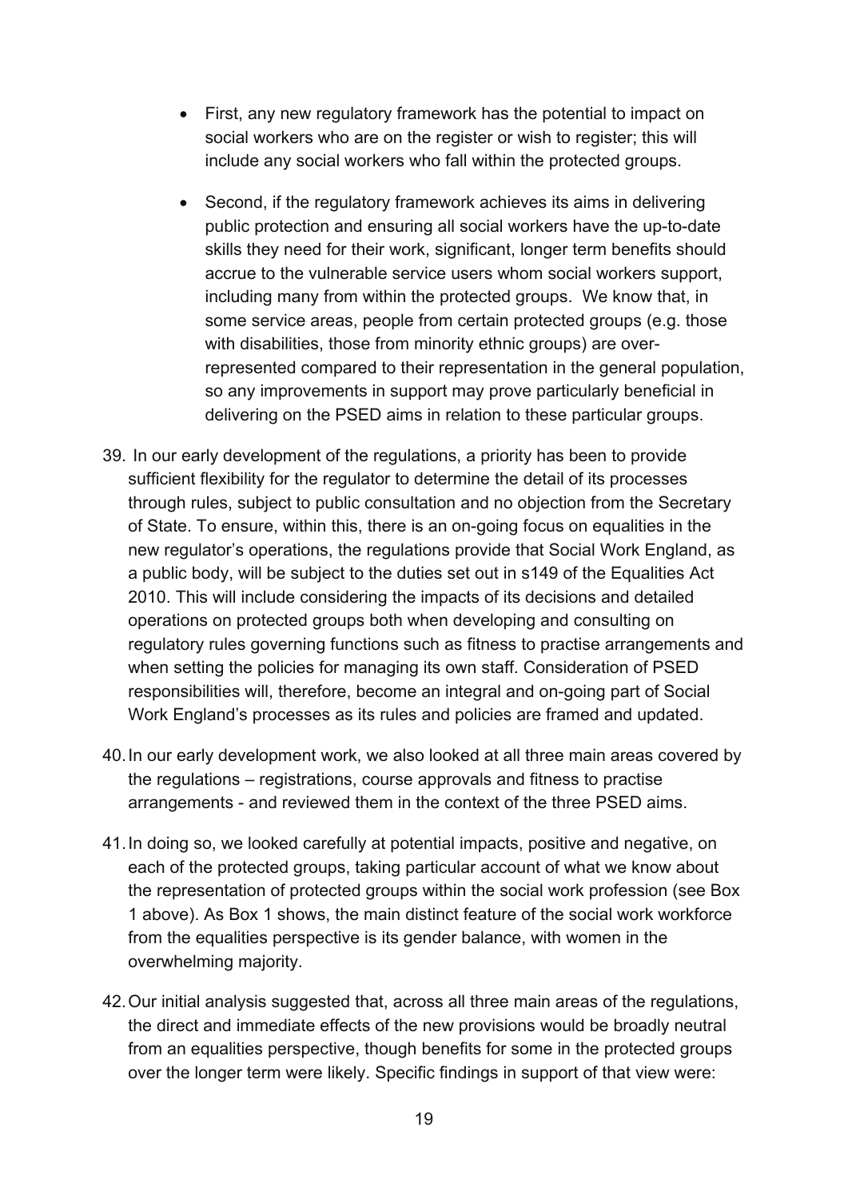- First, any new regulatory framework has the potential to impact on social workers who are on the register or wish to register; this will include any social workers who fall within the protected groups.

- Second, if the regulatory framework achieves its aims in delivering public protection and ensuring all social workers have the up-to-date skills they need for their work, significant, longer term benefits should accrue to the vulnerable service users whom social workers support, including many from within the protected groups. We know that, in some service areas, people from certain protected groups (e.g. those with disabilities, those from minority ethnic groups) are over-represented compared to their representation in the general population, so any improvements in support may prove particularly beneficial in delivering on the PSED aims in relation to these particular groups.

39. In our early development of the regulations, a priority has been to provide sufficient flexibility for the regulator to determine the detail of its processes through rules, subject to public consultation and no objection from the Secretary of State. To ensure, within this, there is an on-going focus on equalities in the new regulator's operations, the regulations provide that Social Work England, as a public body, will be subject to the duties set out in s149 of the Equalities Act 2010. This will include considering the impacts of its decisions and detailed operations on protected groups both when developing and consulting on regulatory rules governing functions such as fitness to practise arrangements and when setting the policies for managing its own staff. Consideration of PSED responsibilities will, therefore, become an integral and on-going part of Social Work England's processes as its rules and policies are framed and updated.

40. In our early development work, we also looked at all three main areas covered by the regulations – registrations, course approvals and fitness to practise arrangements - and reviewed them in the context of the three PSED aims.

41. In doing so, we looked carefully at potential impacts, positive and negative, on each of the protected groups, taking particular account of what we know about the representation of protected groups within the social work profession (see Box 1 above). As Box 1 shows, the main distinct feature of the social work workforce from the equalities perspective is its gender balance, with women in the overwhelming majority.

42. Our initial analysis suggested that, across all three main areas of the regulations, the direct and immediate effects of the new provisions would be broadly neutral from an equalities perspective, though benefits for some in the protected groups over the longer term were likely. Specific findings in support of that view were: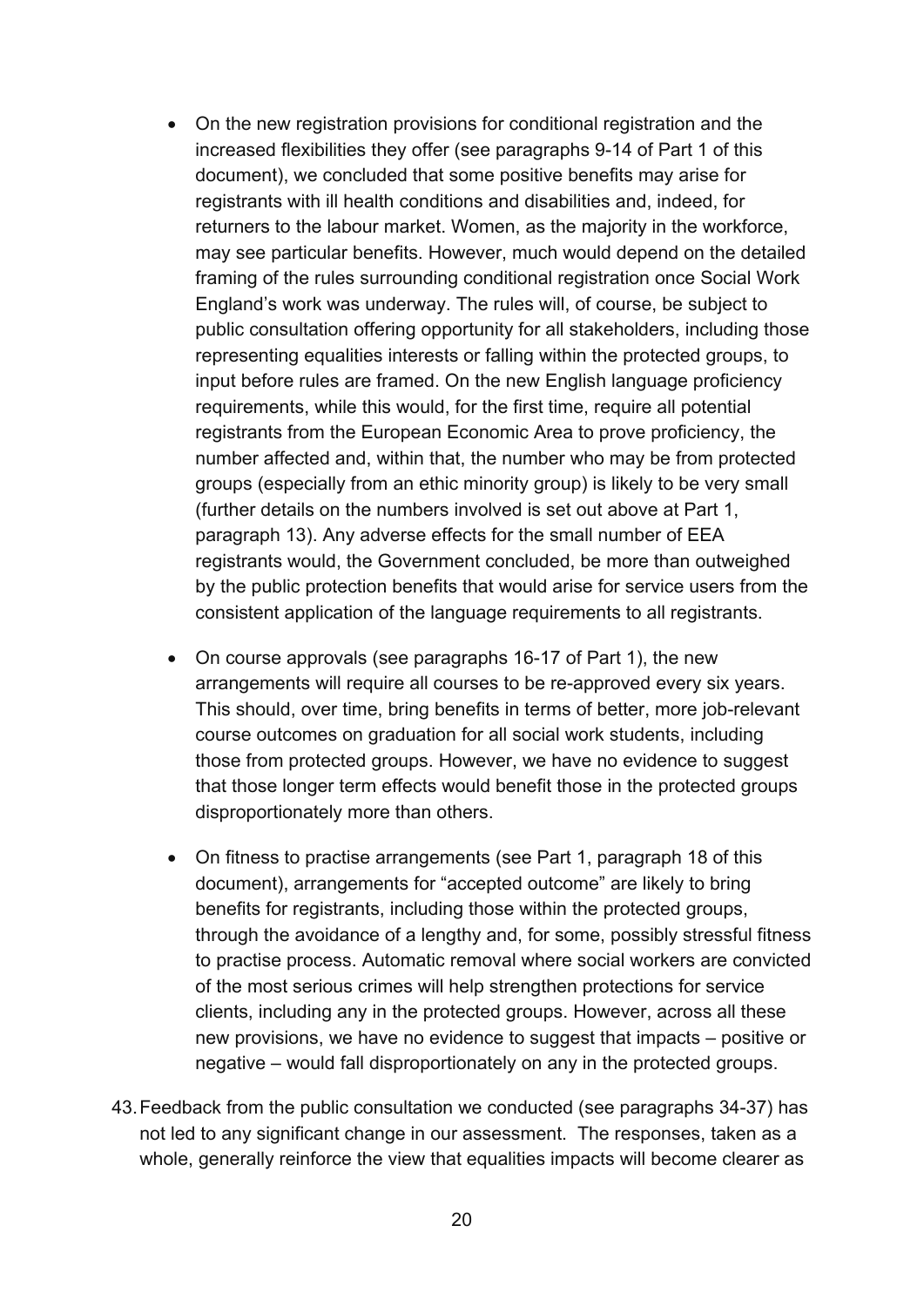- On the new registration provisions for conditional registration and the increased flexibilities they offer (see paragraphs 9-14 of Part 1 of this document), we concluded that some positive benefits may arise for registrants with ill health conditions and disabilities and, indeed, for returners to the labour market. Women, as the majority in the workforce, may see particular benefits. However, much would depend on the detailed framing of the rules surrounding conditional registration once Social Work England's work was underway. The rules will, of course, be subject to public consultation offering opportunity for all stakeholders, including those representing equalities interests or falling within the protected groups, to input before rules are framed. On the new English language proficiency requirements, while this would, for the first time, require all potential registrants from the European Economic Area to prove proficiency, the number affected and, within that, the number who may be from protected groups (especially from an ethic minority group) is likely to be very small (further details on the numbers involved is set out above at Part 1, paragraph 13). Any adverse effects for the small number of EEA registrants would, the Government concluded, be more than outweighed by the public protection benefits that would arise for service users from the consistent application of the language requirements to all registrants.

- On course approvals (see paragraphs 16-17 of Part 1), the new arrangements will require all courses to be re-approved every six years. This should, over time, bring benefits in terms of better, more job-relevant course outcomes on graduation for all social work students, including those from protected groups. However, we have no evidence to suggest that those longer term effects would benefit those in the protected groups disproportionately more than others.

- On fitness to practise arrangements (see Part 1, paragraph 18 of this document), arrangements for "accepted outcome" are likely to bring benefits for registrants, including those within the protected groups, through the avoidance of a lengthy and, for some, possibly stressful fitness to practise process. Automatic removal where social workers are convicted of the most serious crimes will help strengthen protections for service clients, including any in the protected groups. However, across all these new provisions, we have no evidence to suggest that impacts – positive or negative – would fall disproportionately on any in the protected groups.

43. Feedback from the public consultation we conducted (see paragraphs 34-37) has not led to any significant change in our assessment. The responses, taken as a whole, generally reinforce the view that equalities impacts will become clearer as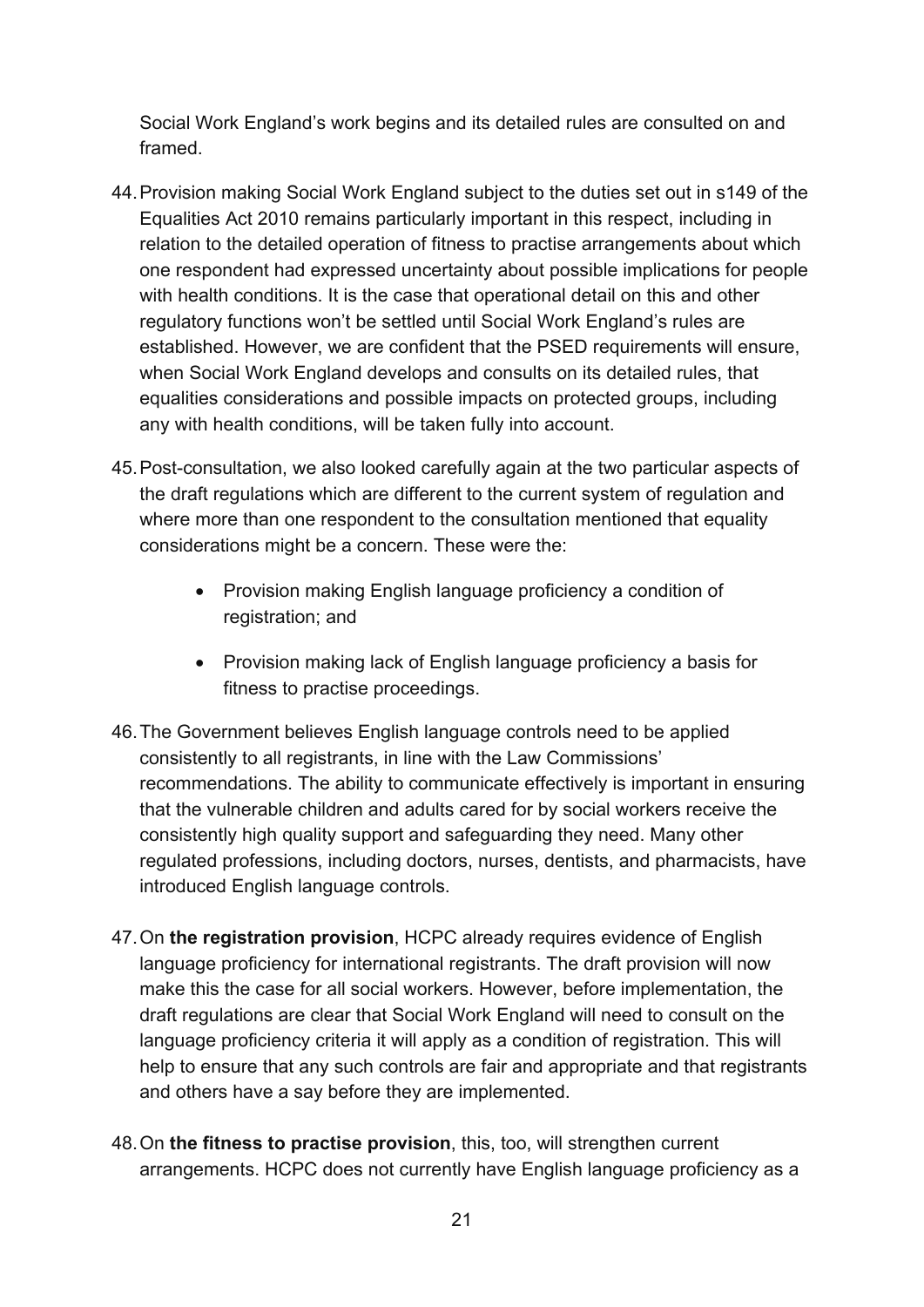Social Work England's work begins and its detailed rules are consulted on and framed.

44. Provision making Social Work England subject to the duties set out in s149 of the Equalities Act 2010 remains particularly important in this respect, including in relation to the detailed operation of fitness to practise arrangements about which one respondent had expressed uncertainty about possible implications for people with health conditions. It is the case that operational detail on this and other regulatory functions won't be settled until Social Work England's rules are established. However, we are confident that the PSED requirements will ensure, when Social Work England develops and consults on its detailed rules, that equalities considerations and possible impacts on protected groups, including any with health conditions, will be taken fully into account.

45. Post-consultation, we also looked carefully again at the two particular aspects of the draft regulations which are different to the current system of regulation and where more than one respondent to the consultation mentioned that equality considerations might be a concern. These were the:

- Provision making English language proficiency a condition of registration; and
- Provision making lack of English language proficiency a basis for fitness to practise proceedings.

46. The Government believes English language controls need to be applied consistently to all registrants, in line with the Law Commissions' recommendations. The ability to communicate effectively is important in ensuring that the vulnerable children and adults cared for by social workers receive the consistently high quality support and safeguarding they need. Many other regulated professions, including doctors, nurses, dentists, and pharmacists, have introduced English language controls.

47. On **the registration provision**, HCPC already requires evidence of English language proficiency for international registrants. The draft provision will now make this the case for all social workers. However, before implementation, the draft regulations are clear that Social Work England will need to consult on the language proficiency criteria it will apply as a condition of registration. This will help to ensure that any such controls are fair and appropriate and that registrants and others have a say before they are implemented.

48. On **the fitness to practise provision**, this, too, will strengthen current arrangements. HCPC does not currently have English language proficiency as a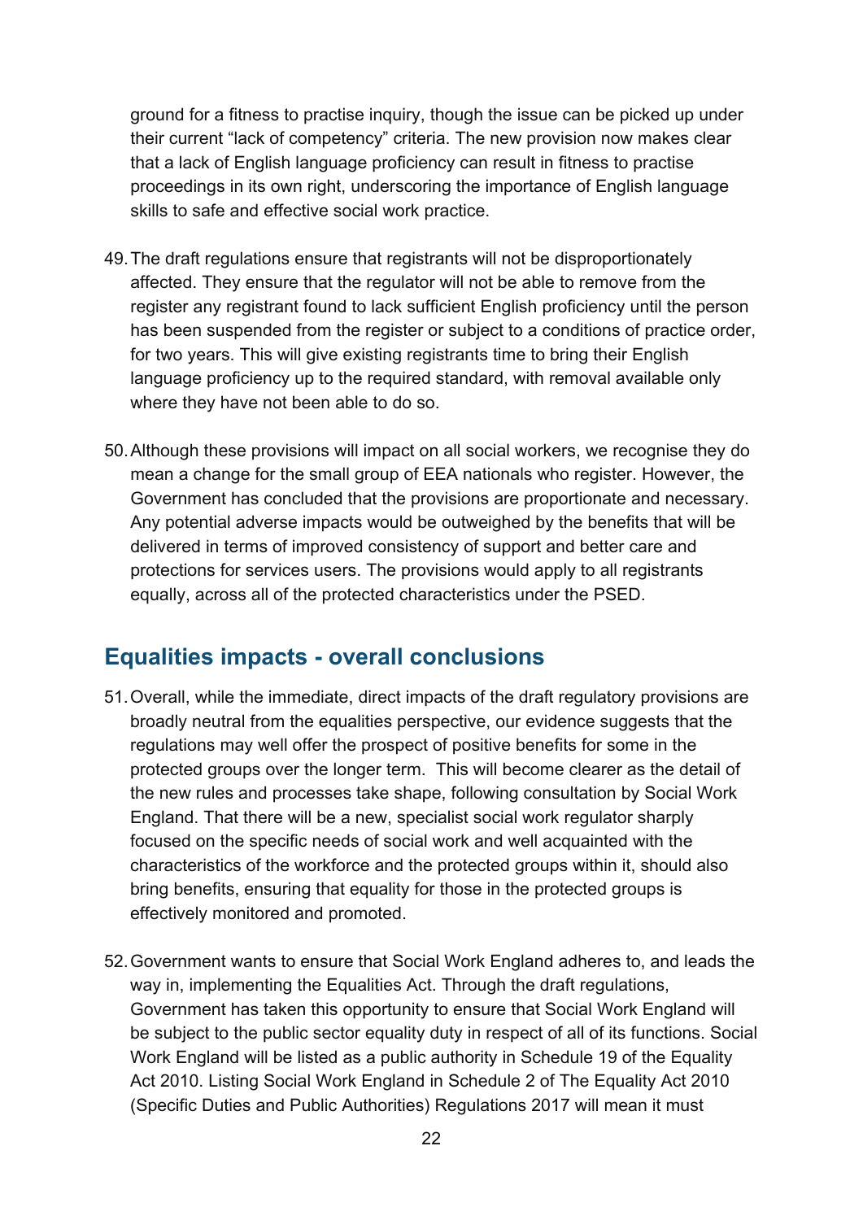ground for a fitness to practise inquiry, though the issue can be picked up under their current “lack of competency” criteria. The new provision now makes clear that a lack of English language proficiency can result in fitness to practise proceedings in its own right, underscoring the importance of English language skills to safe and effective social work practice.

49. The draft regulations ensure that registrants will not be disproportionately affected. They ensure that the regulator will not be able to remove from the register any registrant found to lack sufficient English proficiency until the person has been suspended from the register or subject to a conditions of practice order, for two years. This will give existing registrants time to bring their English language proficiency up to the required standard, with removal available only where they have not been able to do so.

50. Although these provisions will impact on all social workers, we recognise they do mean a change for the small group of EEA nationals who register. However, the Government has concluded that the provisions are proportionate and necessary. Any potential adverse impacts would be outweighed by the benefits that will be delivered in terms of improved consistency of support and better care and protections for services users. The provisions would apply to all registrants equally, across all of the protected characteristics under the PSED.

## Equalities impacts - overall conclusions

51. Overall, while the immediate, direct impacts of the draft regulatory provisions are broadly neutral from the equalities perspective, our evidence suggests that the regulations may well offer the prospect of positive benefits for some in the protected groups over the longer term. This will become clearer as the detail of the new rules and processes take shape, following consultation by Social Work England. That there will be a new, specialist social work regulator sharply focused on the specific needs of social work and well acquainted with the characteristics of the workforce and the protected groups within it, should also bring benefits, ensuring that equality for those in the protected groups is effectively monitored and promoted.

52. Government wants to ensure that Social Work England adheres to, and leads the way in, implementing the Equalities Act. Through the draft regulations, Government has taken this opportunity to ensure that Social Work England will be subject to the public sector equality duty in respect of all of its functions. Social Work England will be listed as a public authority in Schedule 19 of the Equality Act 2010. Listing Social Work England in Schedule 2 of The Equality Act 2010 (Specific Duties and Public Authorities) Regulations 2017 will mean it must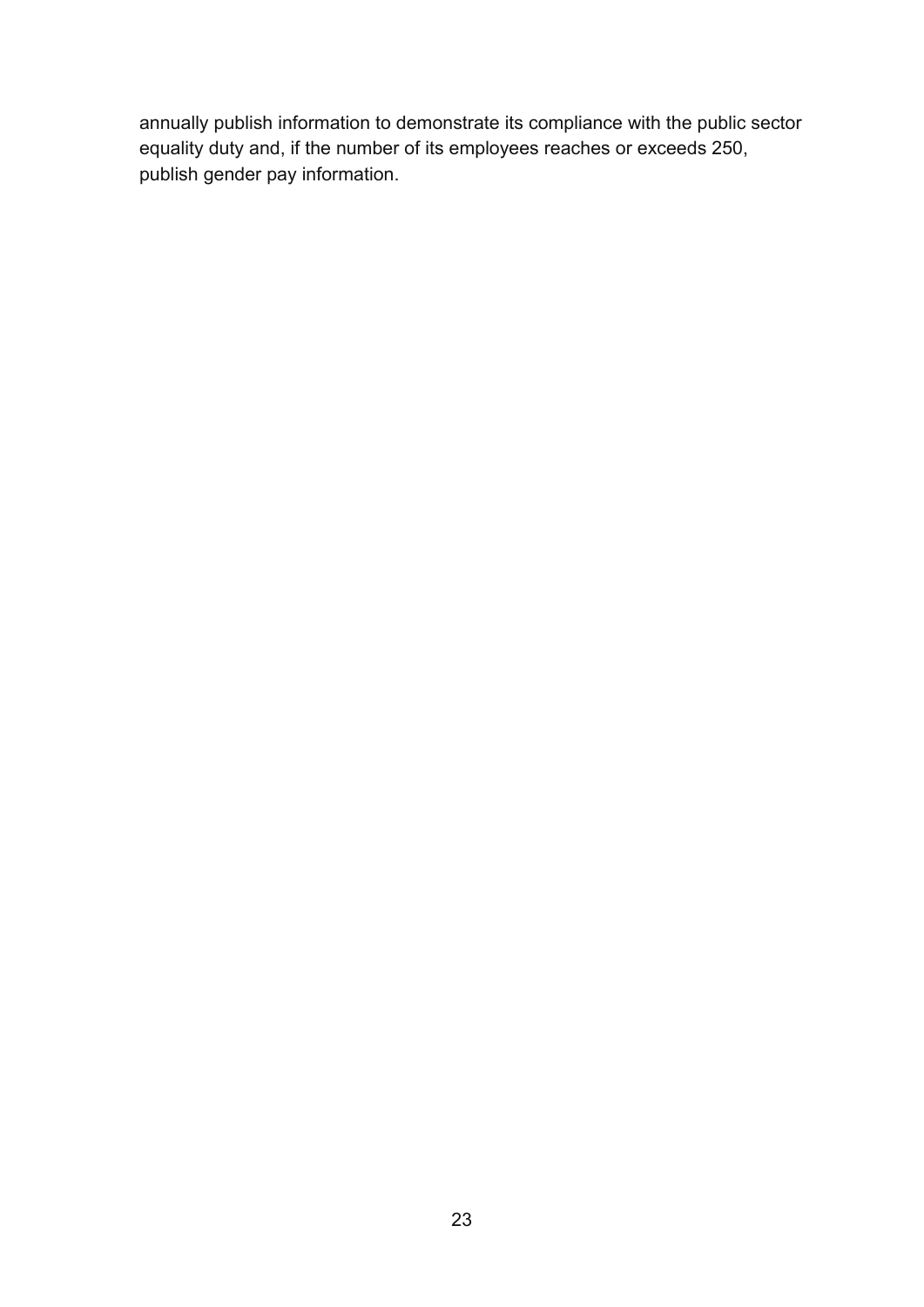annually publish information to demonstrate its compliance with the public sector equality duty and, if the number of its employees reaches or exceeds 250, publish gender pay information.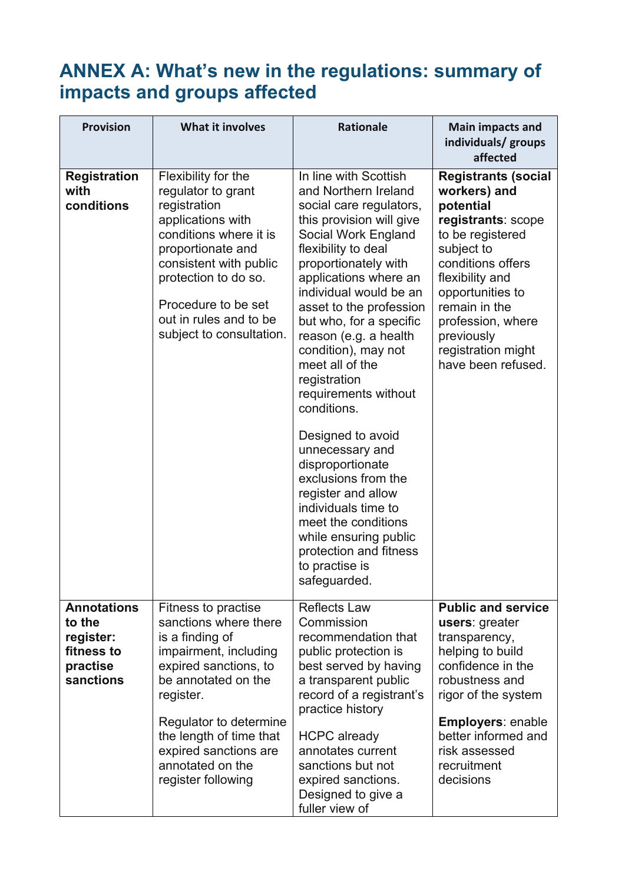# ANNEX A: What's new in the regulations: summary of impacts and groups affected

| Provision | What it involves | Rationale | Main impacts and individuals/ groups affected |
|---|---|---|---|
| **Registration with conditions** | Flexibility for the regulator to grant registration applications with conditions where it is proportionate and consistent with public protection to do so.<br><br>Procedure to be set out in rules and to be subject to consultation. | In line with Scottish and Northern Ireland social care regulators, this provision will give Social Work England flexibility to deal proportionately with applications where an individual would be an asset to the profession but who, for a specific reason (e.g. a health condition), may not meet all of the registration requirements without conditions.<br><br>Designed to avoid unnecessary and disproportionate exclusions from the register and allow individuals time to meet the conditions while ensuring public protection and fitness to practise is safeguarded. | **Registrants (social workers) and potential registrants**: scope to be registered subject to conditions offers flexibility and opportunities to remain in the profession, where previously registration might have been refused. |
| **Annotations to the register: fitness to practise sanctions** | Fitness to practise sanctions where there is a finding of impairment, including expired sanctions, to be annotated on the register.<br><br>Regulator to determine the length of time that expired sanctions are annotated on the register following | Reflects Law Commission recommendation that public protection is best served by having a transparent public record of a registrant's practice history<br><br>HCPC already annotates current sanctions but not expired sanctions. Designed to give a fuller view of | **Public and service users**: greater transparency, helping to build confidence in the robustness and rigor of the system<br><br>**Employers**: enable better informed and risk assessed recruitment decisions |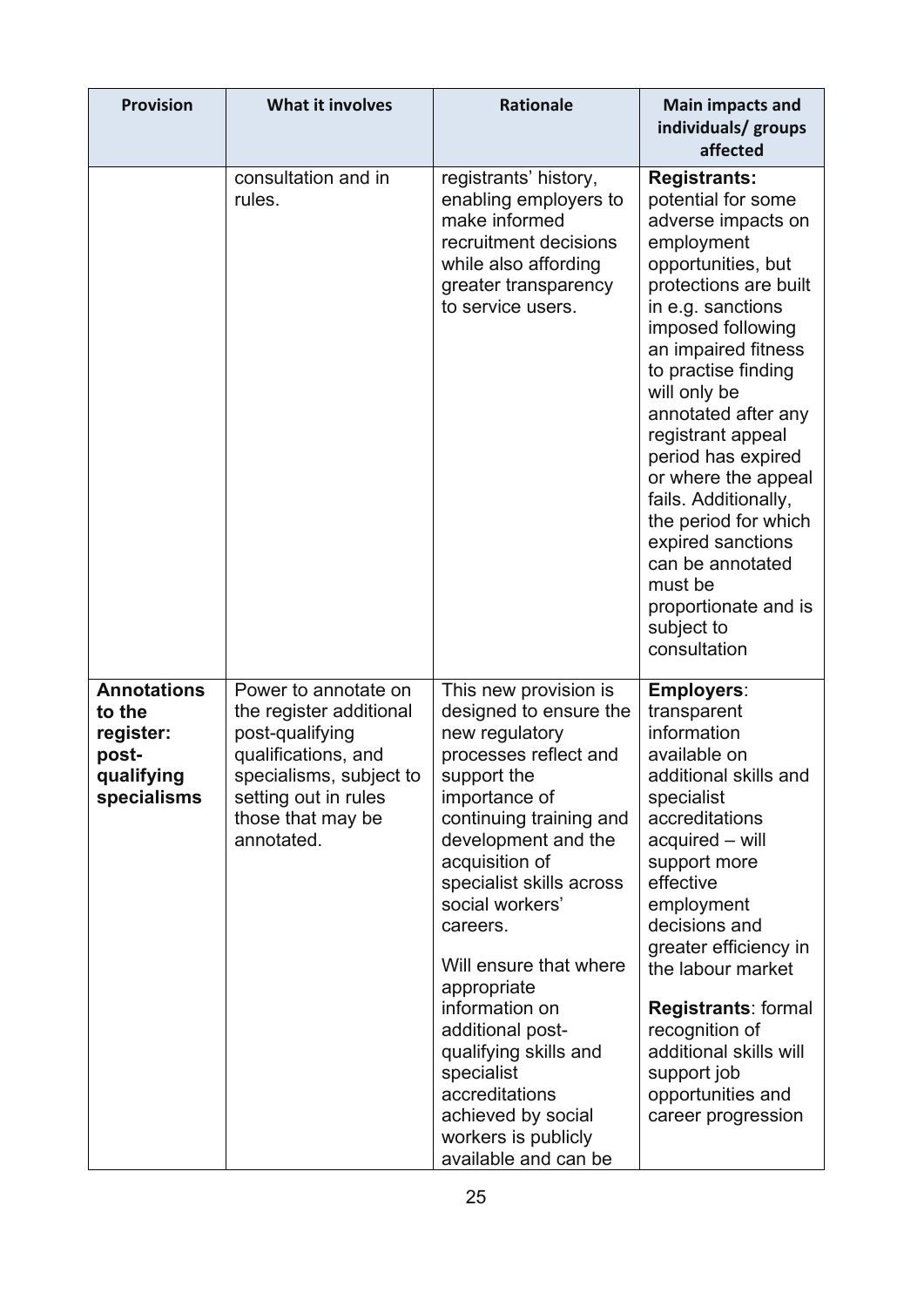| Provision | What it involves | Rationale | Main impacts and individuals/ groups affected |
|---|---|---|---|
| | consultation and in rules. | registrants' history, enabling employers to make informed recruitment decisions while also affording greater transparency to service users. | **Registrants:** potential for some adverse impacts on employment opportunities, but protections are built in e.g. sanctions imposed following an impaired fitness to practise finding will only be annotated after any registrant appeal period has expired or where the appeal fails. Additionally, the period for which expired sanctions can be annotated must be proportionate and is subject to consultation |
| **Annotations to the register: post-qualifying specialisms** | Power to annotate on the register additional post-qualifying qualifications, and specialisms, subject to setting out in rules those that may be annotated. | This new provision is designed to ensure the new regulatory processes reflect and support the importance of continuing training and development and the acquisition of specialist skills across social workers' careers.<br><br>Will ensure that where appropriate information on additional post-qualifying skills and specialist accreditations achieved by social workers is publicly available and can be | **Employers**: transparent information available on additional skills and specialist accreditations acquired – will support more effective employment decisions and greater efficiency in the labour market<br><br>**Registrants**: formal recognition of additional skills will support job opportunities and career progression |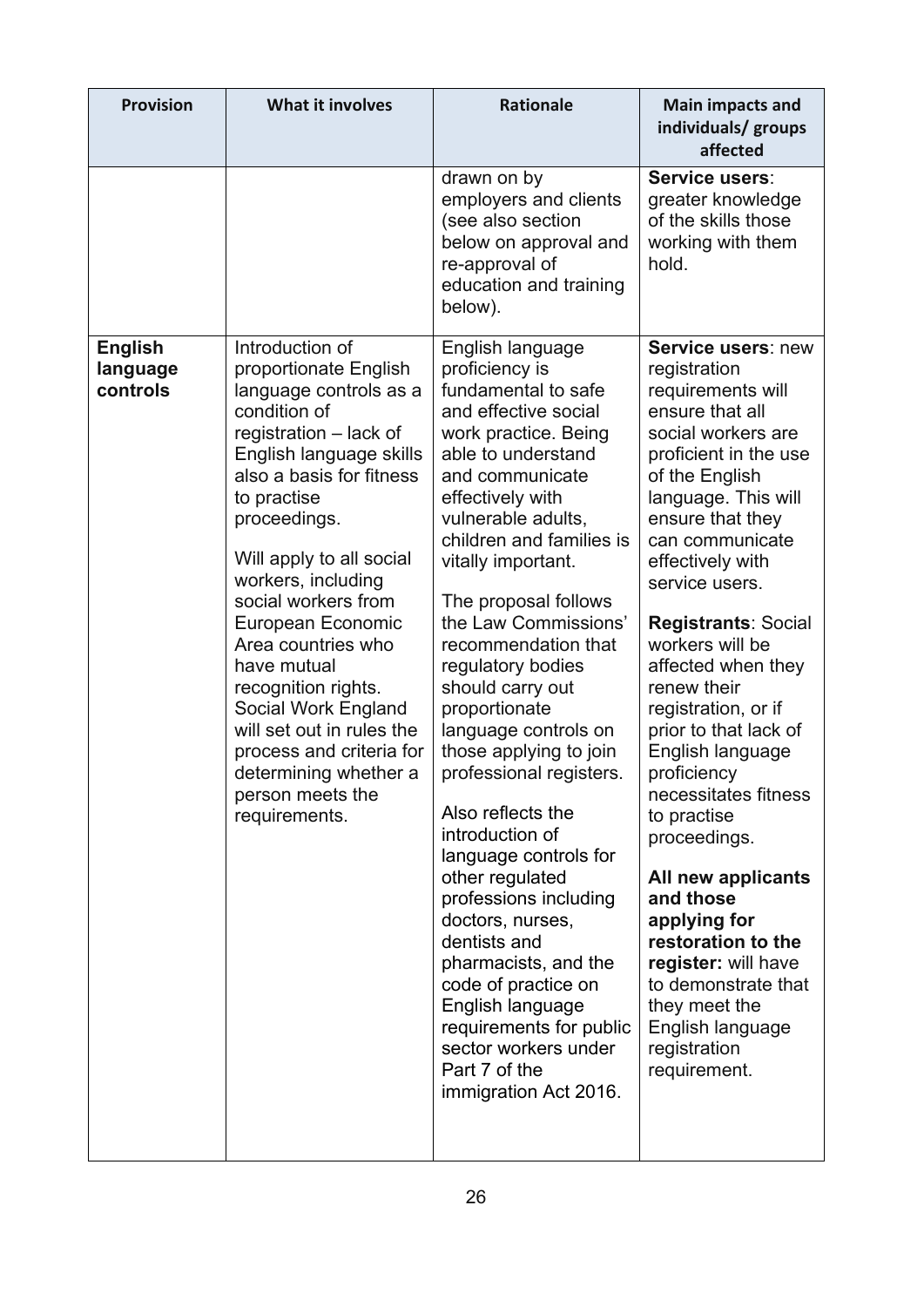| Provision | What it involves | Rationale | Main impacts and individuals/ groups affected |
|---|---|---|---|
| | | drawn on by employers and clients (see also section below on approval and re-approval of education and training below). | **Service users**: greater knowledge of the skills those working with them hold. |
| **English language controls** | Introduction of proportionate English language controls as a condition of registration – lack of English language skills also a basis for fitness to practise proceedings.<br><br>Will apply to all social workers, including social workers from European Economic Area countries who have mutual recognition rights. Social Work England will set out in rules the process and criteria for determining whether a person meets the requirements. | English language proficiency is fundamental to safe and effective social work practice. Being able to understand and communicate effectively with vulnerable adults, children and families is vitally important.<br><br>The proposal follows the Law Commissions' recommendation that regulatory bodies should carry out proportionate language controls on those applying to join professional registers.<br><br>Also reflects the introduction of language controls for other regulated professions including doctors, nurses, dentists and pharmacists, and the code of practice on English language requirements for public sector workers under Part 7 of the immigration Act 2016. | **Service users**: new registration requirements will ensure that all social workers are proficient in the use of the English language. This will ensure that they can communicate effectively with service users.<br><br>**Registrants**: Social workers will be affected when they renew their registration, or if prior to that lack of English language proficiency necessitates fitness to practise proceedings.<br><br>**All new applicants and those applying for restoration to the register:** will have to demonstrate that they meet the English language registration requirement. |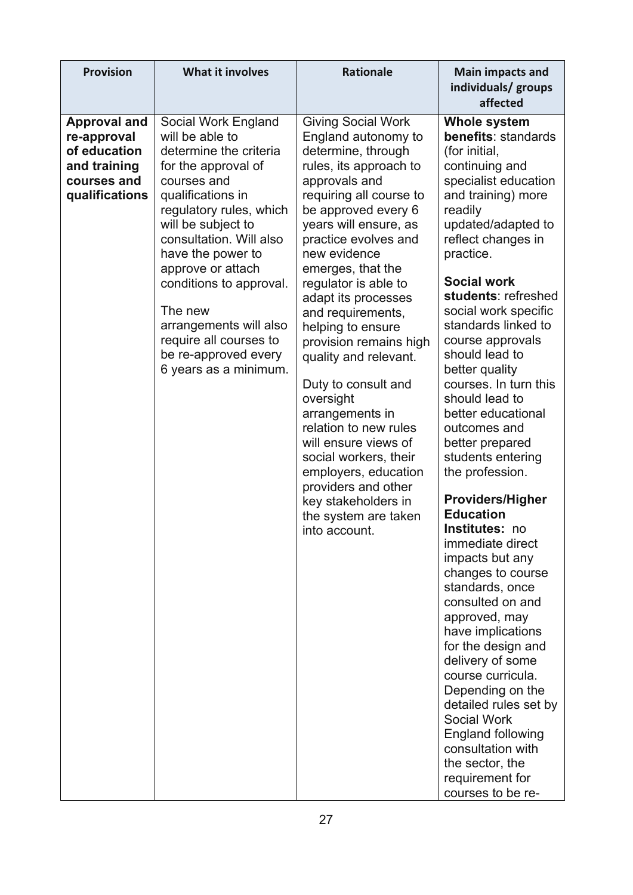| Provision | What it involves | Rationale | Main impacts and individuals/ groups affected |
|---|---|---|---|
| **Approval and re-approval of education and training courses and qualifications** | Social Work England will be able to determine the criteria for the approval of courses and qualifications in regulatory rules, which will be subject to consultation. Will also have the power to approve or attach conditions to approval.<br><br>The new arrangements will also require all courses to be re-approved every 6 years as a minimum. | Giving Social Work England autonomy to determine, through rules, its approach to approvals and requiring all course to be approved every 6 years will ensure, as practice evolves and new evidence emerges, that the regulator is able to adapt its processes and requirements, helping to ensure provision remains high quality and relevant.<br><br>Duty to consult and oversight arrangements in relation to new rules will ensure views of social workers, their employers, education providers and other key stakeholders in the system are taken into account. | **Whole system benefits**: standards (for initial, continuing and specialist education and training) more readily updated/adapted to reflect changes in practice.<br><br>**Social work students**: refreshed social work specific standards linked to course approvals should lead to better quality courses. In turn this should lead to better educational outcomes and better prepared students entering the profession.<br><br>**Providers/Higher Education Institutes:** no immediate direct impacts but any changes to course standards, once consulted on and approved, may have implications for the design and delivery of some course curricula. Depending on the detailed rules set by Social Work England following consultation with the sector, the requirement for courses to be re- |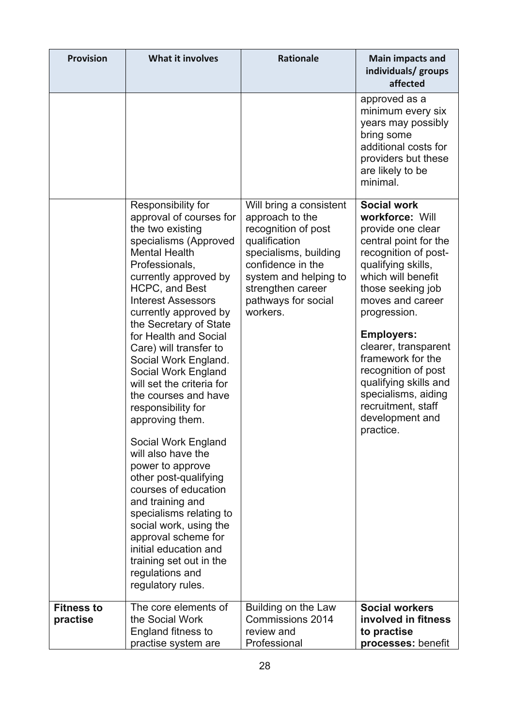| Provision | What it involves | Rationale | Main impacts and individuals/ groups affected |
|---|---|---|---|
| | | | approved as a minimum every six years may possibly bring some additional costs for providers but these are likely to be minimal. |
| | Responsibility for approval of courses for the two existing specialisms (Approved Mental Health Professionals, currently approved by HCPC, and Best Interest Assessors currently approved by the Secretary of State for Health and Social Care) will transfer to Social Work England. Social Work England will set the criteria for the courses and have responsibility for approving them.<br><br>Social Work England will also have the power to approve other post-qualifying courses of education and training and specialisms relating to social work, using the approval scheme for initial education and training set out in the regulations and regulatory rules. | Will bring a consistent approach to the recognition of post qualification specialisms, building confidence in the system and helping to strengthen career pathways for social workers. | **Social work workforce:** Will provide one clear central point for the recognition of post-qualifying skills, which will benefit those seeking job moves and career progression.<br><br>**Employers:** clearer, transparent framework for the recognition of post qualifying skills and specialisms, aiding recruitment, staff development and practice. |
| **Fitness to practise** | The core elements of the Social Work England fitness to practise system are | Building on the Law Commissions 2014 review and Professional | **Social workers involved in fitness to practise processes:** benefit |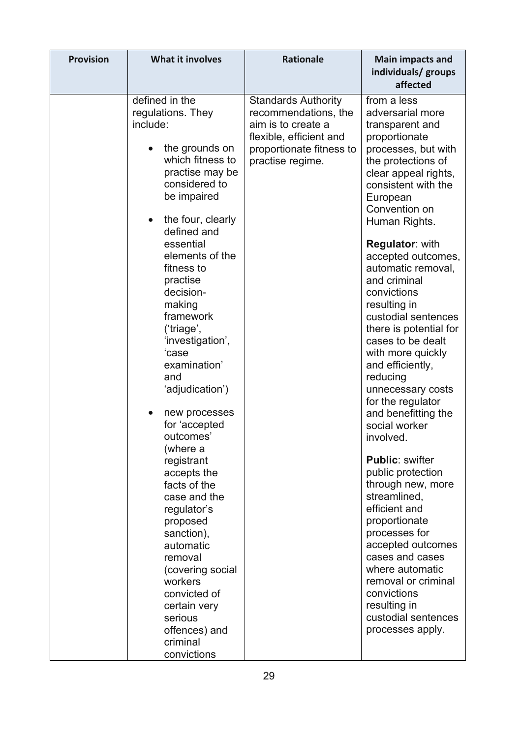| Provision | What it involves | Rationale | Main impacts and individuals/ groups affected |
|---|---|---|---|
| | defined in the regulations. They include:<br><br>• the grounds on which fitness to practise may be considered to be impaired<br><br>• the four, clearly defined and essential elements of the fitness to practise decision-making framework ('triage', 'investigation', 'case examination' and 'adjudication')<br><br>• new processes for 'accepted outcomes' (where a registrant accepts the facts of the case and the regulator's proposed sanction), automatic removal (covering social workers convicted of certain very serious offences) and criminal convictions | Standards Authority recommendations, the aim is to create a flexible, efficient and proportionate fitness to practise regime. | from a less adversarial more transparent and proportionate processes, but with the protections of clear appeal rights, consistent with the European Convention on Human Rights.<br><br>**Regulator**: with accepted outcomes, automatic removal, and criminal convictions resulting in custodial sentences there is potential for cases to be dealt with more quickly and efficiently, reducing unnecessary costs for the regulator and benefitting the social worker involved.<br><br>**Public**: swifter public protection through new, more streamlined, efficient and proportionate processes for accepted outcomes cases and cases where automatic removal or criminal convictions resulting in custodial sentences processes apply. |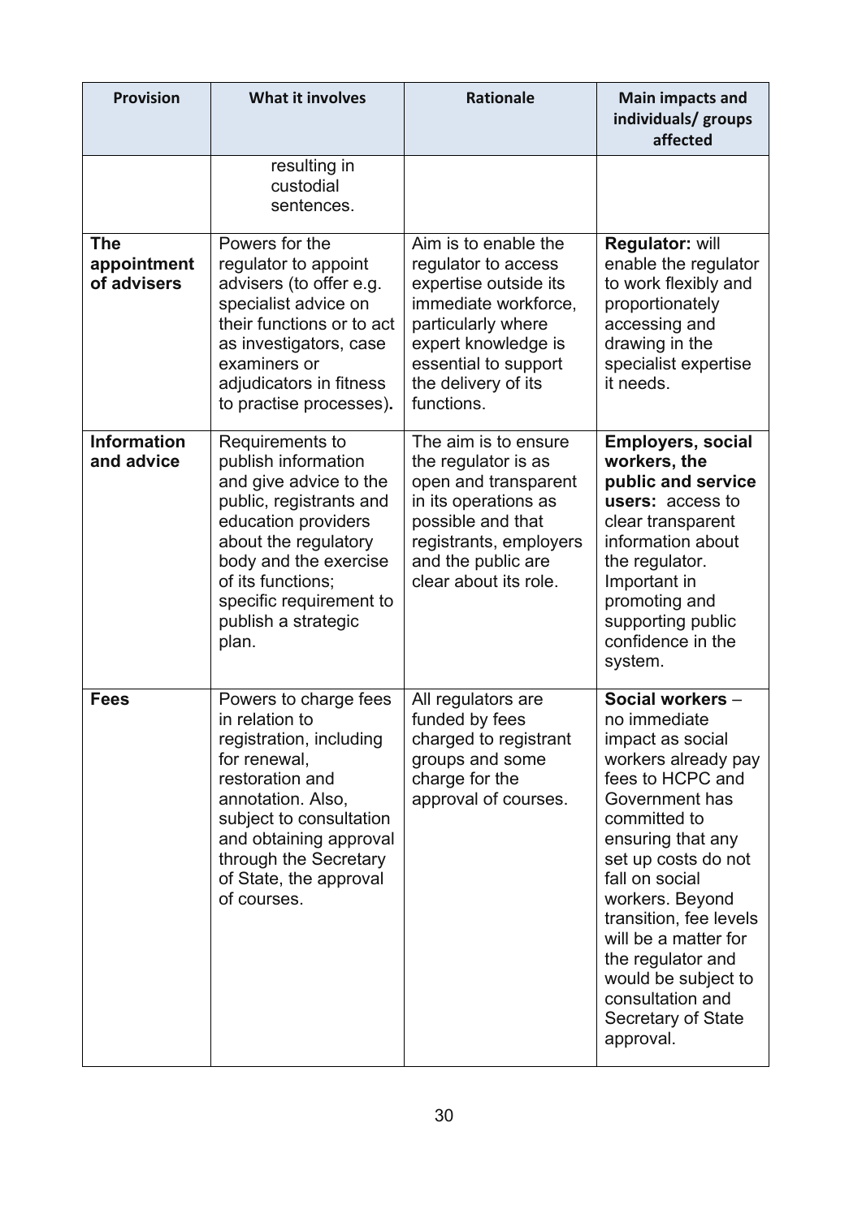| Provision | What it involves | Rationale | Main impacts and individuals/ groups affected |
|---|---|---|---|
| | resulting in custodial sentences. | | |
| **The appointment of advisers** | Powers for the regulator to appoint advisers (to offer e.g. specialist advice on their functions or to act as investigators, case examiners or adjudicators in fitness to practise processes). | Aim is to enable the regulator to access expertise outside its immediate workforce, particularly where expert knowledge is essential to support the delivery of its functions. | **Regulator:** will enable the regulator to work flexibly and proportionately accessing and drawing in the specialist expertise it needs. |
| **Information and advice** | Requirements to publish information and give advice to the public, registrants and education providers about the regulatory body and the exercise of its functions; specific requirement to publish a strategic plan. | The aim is to ensure the regulator is as open and transparent in its operations as possible and that registrants, employers and the public are clear about its role. | **Employers, social workers, the public and service users:** access to clear transparent information about the regulator. Important in promoting and supporting public confidence in the system. |
| **Fees** | Powers to charge fees in relation to registration, including for renewal, restoration and annotation. Also, subject to consultation and obtaining approval through the Secretary of State, the approval of courses. | All regulators are funded by fees charged to registrant groups and some charge for the approval of courses. | **Social workers** – no immediate impact as social workers already pay fees to HCPC and Government has committed to ensuring that any set up costs do not fall on social workers. Beyond transition, fee levels will be a matter for the regulator and would be subject to consultation and Secretary of State approval. |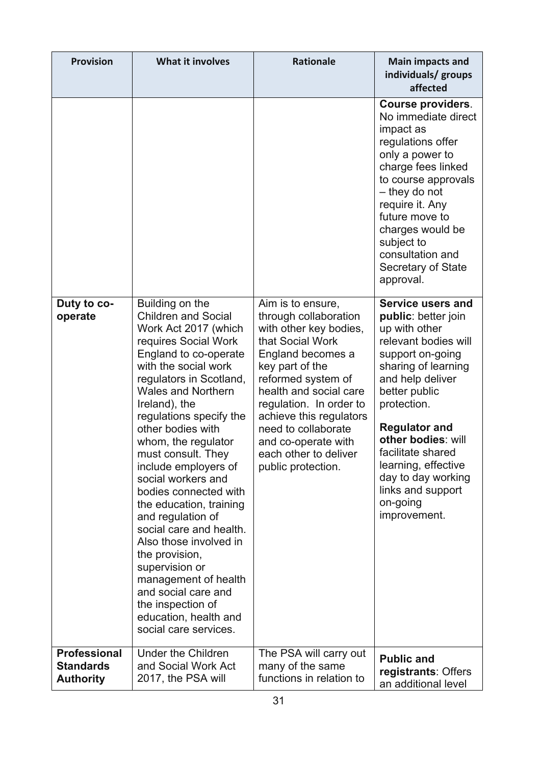| Provision | What it involves | Rationale | Main impacts and individuals/ groups affected |
|---|---|---|---|
| | | | **Course providers**. No immediate direct impact as regulations offer only a power to charge fees linked to course approvals – they do not require it. Any future move to charges would be subject to consultation and Secretary of State approval. |
| **Duty to co-operate** | Building on the Children and Social Work Act 2017 (which requires Social Work England to co-operate with the social work regulators in Scotland, Wales and Northern Ireland), the regulations specify the other bodies with whom, the regulator must consult. They include employers of social workers and bodies connected with the education, training and regulation of social care and health. Also those involved in the provision, supervision or management of health and social care and the inspection of education, health and social care services. | Aim is to ensure, through collaboration with other key bodies, that Social Work England becomes a key part of the reformed system of health and social care regulation. In order to achieve this regulators need to collaborate and co-operate with each other to deliver public protection. | **Service users and public**: better join up with other relevant bodies will support on-going sharing of learning and help deliver better public protection.<br><br>**Regulator and other bodies**: will facilitate shared learning, effective day to day working links and support on-going improvement. |
| **Professional Standards Authority** | Under the Children and Social Work Act 2017, the PSA will | The PSA will carry out many of the same functions in relation to | **Public and registrants**: Offers an additional level |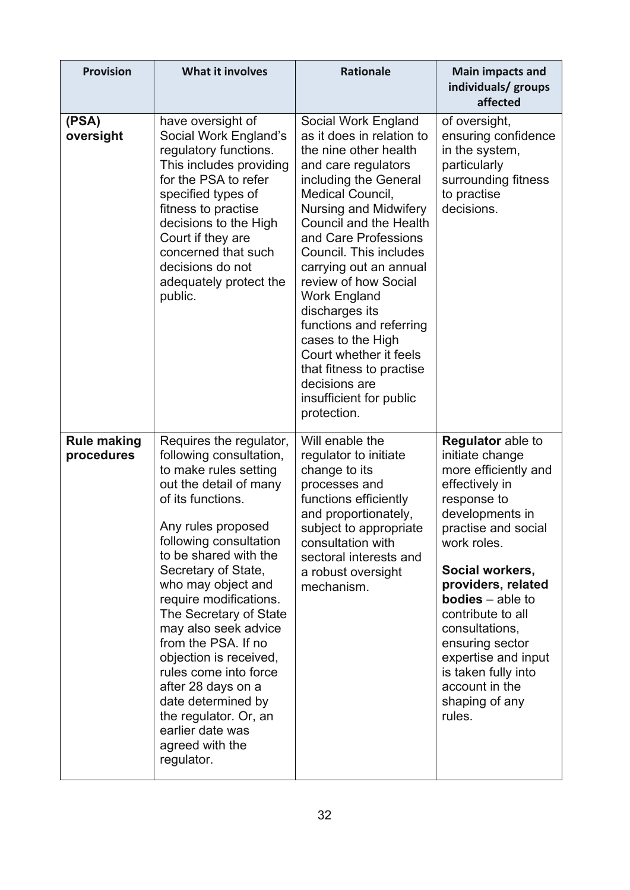| Provision | What it involves | Rationale | Main impacts and individuals/ groups affected |
|---|---|---|---|
| **(PSA) oversight** | have oversight of Social Work England's regulatory functions. This includes providing for the PSA to refer specified types of fitness to practise decisions to the High Court if they are concerned that such decisions do not adequately protect the public. | Social Work England as it does in relation to the nine other health and care regulators including the General Medical Council, Nursing and Midwifery Council and the Health and Care Professions Council. This includes carrying out an annual review of how Social Work England discharges its functions and referring cases to the High Court whether it feels that fitness to practise decisions are insufficient for public protection. | of oversight, ensuring confidence in the system, particularly surrounding fitness to practise decisions. |
| **Rule making procedures** | Requires the regulator, following consultation, to make rules setting out the detail of many of its functions.<br><br>Any rules proposed following consultation to be shared with the Secretary of State, who may object and require modifications. The Secretary of State may also seek advice from the PSA. If no objection is received, rules come into force after 28 days on a date determined by the regulator. Or, an earlier date was agreed with the regulator. | Will enable the regulator to initiate change to its processes and functions efficiently and proportionately, subject to appropriate consultation with sectoral interests and a robust oversight mechanism. | **Regulator** able to initiate change more efficiently and effectively in response to developments in practise and social work roles.<br><br>**Social workers, providers, related bodies** – able to contribute to all consultations, ensuring sector expertise and input is taken fully into account in the shaping of any rules. |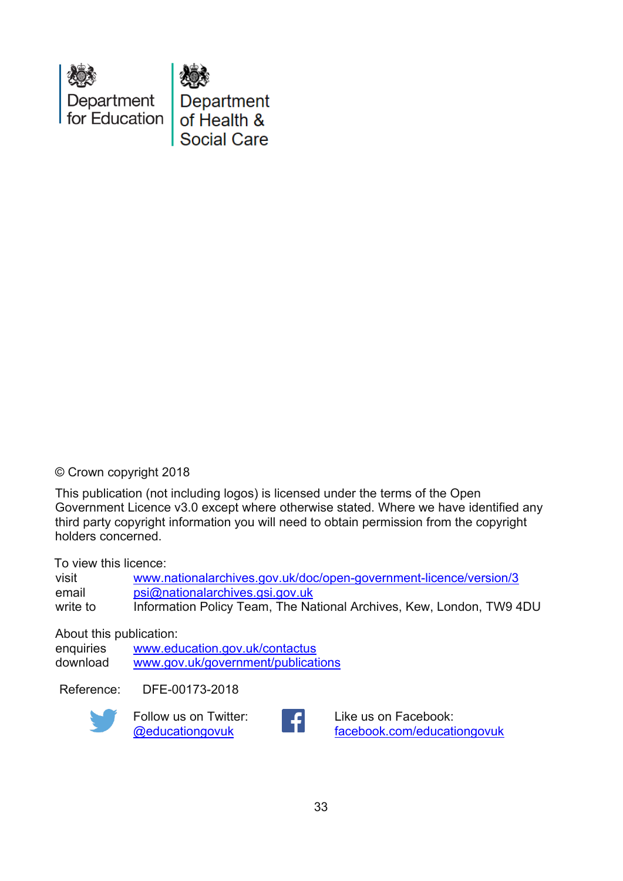Department for Education

Department of Health & Social Care

© Crown copyright 2018

This publication (not including logos) is licensed under the terms of the Open Government Licence v3.0 except where otherwise stated. Where we have identified any third party copyright information you will need to obtain permission from the copyright holders concerned.

To view this licence:

| | |
|---|---|
| visit | www.nationalarchives.gov.uk/doc/open-government-licence/version/3 |
| email | psi@nationalarchives.gsi.gov.uk |
| write to | Information Policy Team, The National Archives, Kew, London, TW9 4DU |

About this publication:

| | |
|---|---|
| enquiries | www.education.gov.uk/contactus |
| download | www.gov.uk/government/publications |

Reference: DFE-00173-2018

Follow us on Twitter: @educationgovuk

Like us on Facebook: facebook.com/educationgovuk